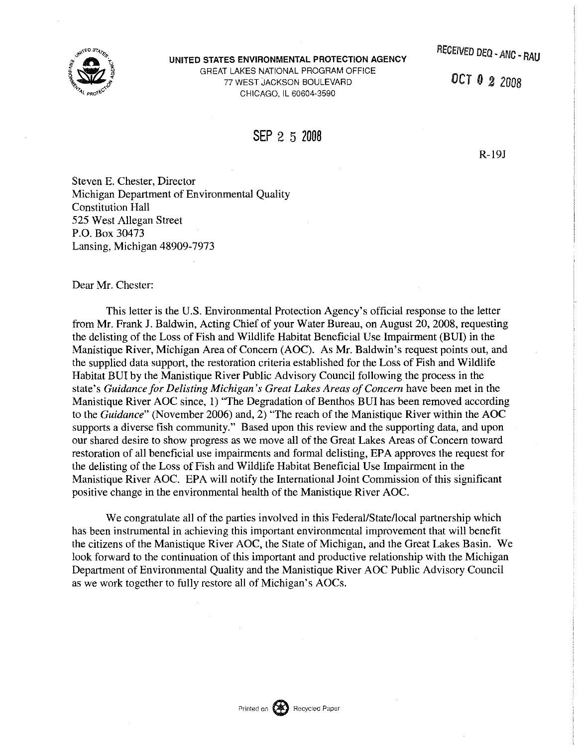**UNITED STATES ENVIRONMENTAL PROTECTION AGENCY**
GREAT LAKES NATIONAL PROGRAM OFFICE
77 WEST JACKSON BOULEVARD
CHICAGO, IL 60604-3590

RECEIVED DEQ - ANC - RAU

OCT 0 2 2008

SEP 2 5 2008

R-19J

Steven E. Chester, Director
Michigan Department of Environmental Quality
Constitution Hall
525 West Allegan Street
P.O. Box 30473
Lansing, Michigan 48909-7973

Dear Mr. Chester:

This letter is the U.S. Environmental Protection Agency's official response to the letter from Mr. Frank J. Baldwin, Acting Chief of your Water Bureau, on August 20, 2008, requesting the delisting of the Loss of Fish and Wildlife Habitat Beneficial Use Impairment (BUI) in the Manistique River, Michigan Area of Concern (AOC). As Mr. Baldwin's request points out, and the supplied data support, the restoration criteria established for the Loss of Fish and Wildlife Habitat BUI by the Manistique River Public Advisory Council following the process in the state's *Guidance for Delisting Michigan's Great Lakes Areas of Concern* have been met in the Manistique River AOC since, 1) "The Degradation of Benthos BUI has been removed according to the *Guidance*" (November 2006) and, 2) "The reach of the Manistique River within the AOC supports a diverse fish community." Based upon this review and the supporting data, and upon our shared desire to show progress as we move all of the Great Lakes Areas of Concern toward restoration of all beneficial use impairments and formal delisting, EPA approves the request for the delisting of the Loss of Fish and Wildlife Habitat Beneficial Use Impairment in the Manistique River AOC. EPA will notify the International Joint Commission of this significant positive change in the environmental health of the Manistique River AOC.

We congratulate all of the parties involved in this Federal/State/local partnership which has been instrumental in achieving this important environmental improvement that will benefit the citizens of the Manistique River AOC, the State of Michigan, and the Great Lakes Basin. We look forward to the continuation of this important and productive relationship with the Michigan Department of Environmental Quality and the Manistique River AOC Public Advisory Council as we work together to fully restore all of Michigan's AOCs.

Printed on Recycled Paper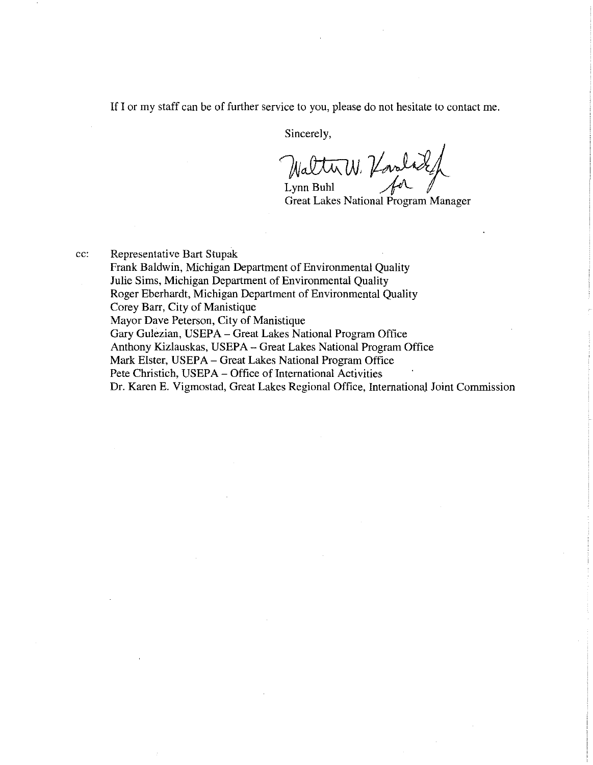If I or my staff can be of further service to you, please do not hesitate to contact me.

Sincerely,

Walter W. Kovalick for
Lynn Buhl
Great Lakes National Program Manager

cc: Representative Bart Stupak
Frank Baldwin, Michigan Department of Environmental Quality
Julie Sims, Michigan Department of Environmental Quality
Roger Eberhardt, Michigan Department of Environmental Quality
Corey Barr, City of Manistique
Mayor Dave Peterson, City of Manistique
Gary Gulezian, USEPA – Great Lakes National Program Office
Anthony Kizlauskas, USEPA – Great Lakes National Program Office
Mark Elster, USEPA – Great Lakes National Program Office
Pete Christich, USEPA – Office of International Activities
Dr. Karen E. Vigmostad, Great Lakes Regional Office, International Joint Commission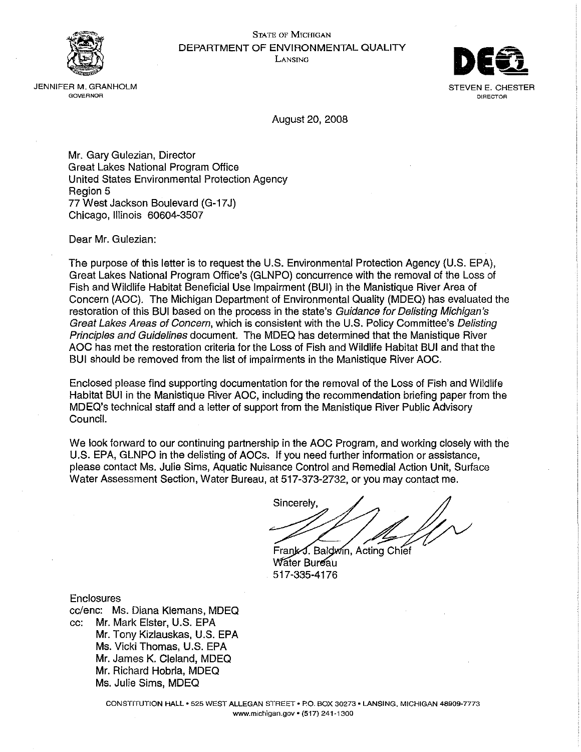STATE OF MICHIGAN
DEPARTMENT OF ENVIRONMENTAL QUALITY
LANSING

JENNIFER M. GRANHOLM
GOVERNOR

STEVEN E. CHESTER
DIRECTOR

August 20, 2008

Mr. Gary Gulezian, Director
Great Lakes National Program Office
United States Environmental Protection Agency
Region 5
77 West Jackson Boulevard (G-17J)
Chicago, Illinois 60604-3507

Dear Mr. Gulezian:

The purpose of this letter is to request the U.S. Environmental Protection Agency (U.S. EPA), Great Lakes National Program Office's (GLNPO) concurrence with the removal of the Loss of Fish and Wildlife Habitat Beneficial Use Impairment (BUI) in the Manistique River Area of Concern (AOC). The Michigan Department of Environmental Quality (MDEQ) has evaluated the restoration of this BUI based on the process in the state's *Guidance for Delisting Michigan's Great Lakes Areas of Concern*, which is consistent with the U.S. Policy Committee's *Delisting Principles and Guidelines* document. The MDEQ has determined that the Manistique River AOC has met the restoration criteria for the Loss of Fish and Wildlife Habitat BUI and that the BUI should be removed from the list of impairments in the Manistique River AOC.

Enclosed please find supporting documentation for the removal of the Loss of Fish and Wildlife Habitat BUI in the Manistique River AOC, including the recommendation briefing paper from the MDEQ's technical staff and a letter of support from the Manistique River Public Advisory Council.

We look forward to our continuing partnership in the AOC Program, and working closely with the U.S. EPA, GLNPO in the delisting of AOCs. If you need further information or assistance, please contact Ms. Julie Sims, Aquatic Nuisance Control and Remedial Action Unit, Surface Water Assessment Section, Water Bureau, at 517-373-2732, or you may contact me.

Sincerely,

Frank J. Baldwin, Acting Chief
Water Bureau
517-335-4176

Enclosures
cc/enc: Ms. Diana Klemans, MDEQ
cc: Mr. Mark Elster, U.S. EPA
Mr. Tony Kizlauskas, U.S. EPA
Ms. Vicki Thomas, U.S. EPA
Mr. James K. Cleland, MDEQ
Mr. Richard Hobrla, MDEQ
Ms. Julie Sims, MDEQ

CONSTITUTION HALL • 525 WEST ALLEGAN STREET • P.O. BOX 30273 • LANSING, MICHIGAN 48909-7773
www.michigan.gov • (517) 241-1300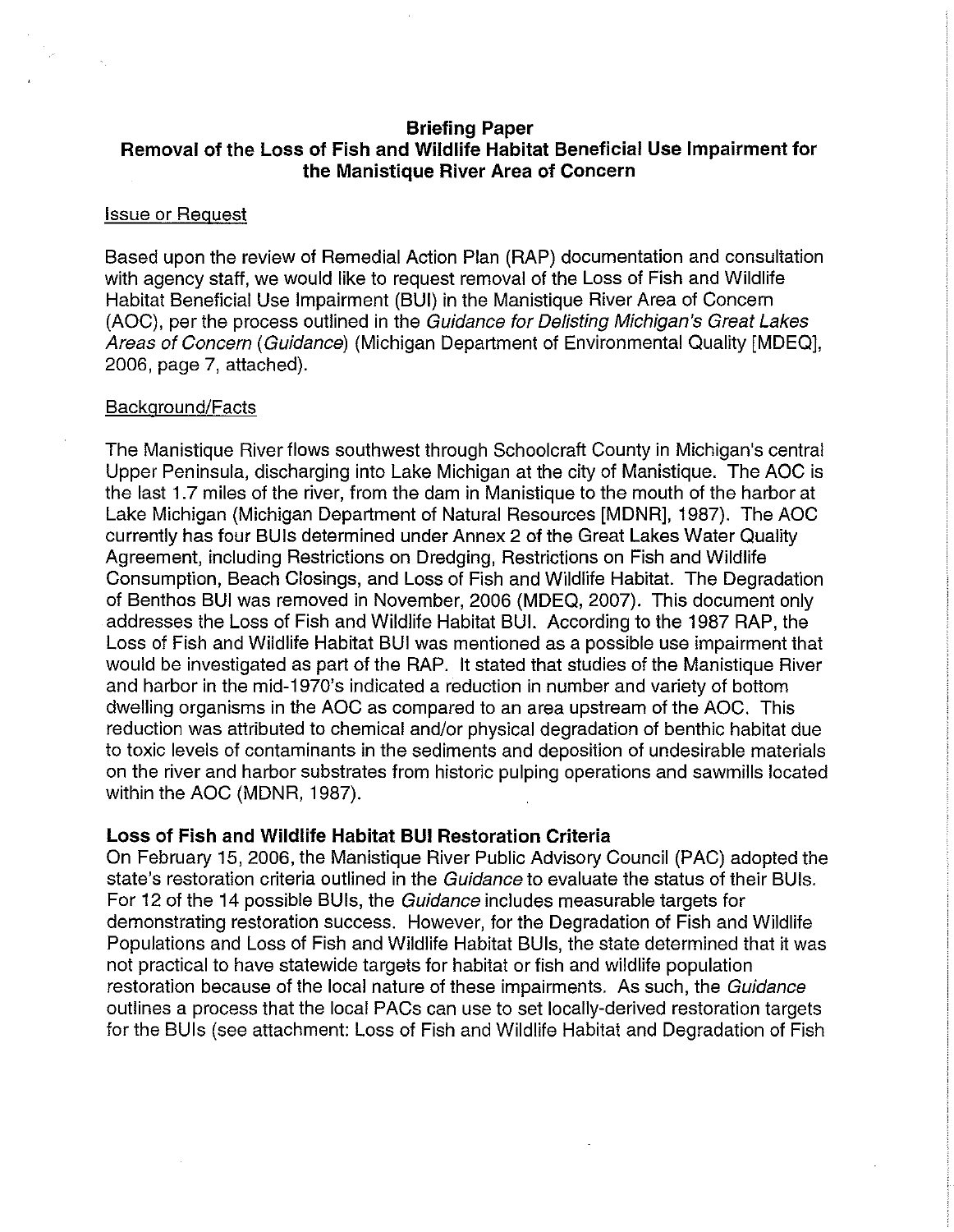**Briefing Paper**
**Removal of the Loss of Fish and Wildlife Habitat Beneficial Use Impairment for the Manistique River Area of Concern**

Issue or Request

Based upon the review of Remedial Action Plan (RAP) documentation and consultation with agency staff, we would like to request removal of the Loss of Fish and Wildlife Habitat Beneficial Use Impairment (BUI) in the Manistique River Area of Concern (AOC), per the process outlined in the *Guidance for Delisting Michigan's Great Lakes Areas of Concern* (*Guidance*) (Michigan Department of Environmental Quality [MDEQ], 2006, page 7, attached).

Background/Facts

The Manistique River flows southwest through Schoolcraft County in Michigan's central Upper Peninsula, discharging into Lake Michigan at the city of Manistique. The AOC is the last 1.7 miles of the river, from the dam in Manistique to the mouth of the harbor at Lake Michigan (Michigan Department of Natural Resources [MDNR], 1987). The AOC currently has four BUIs determined under Annex 2 of the Great Lakes Water Quality Agreement, including Restrictions on Dredging, Restrictions on Fish and Wildlife Consumption, Beach Closings, and Loss of Fish and Wildlife Habitat. The Degradation of Benthos BUI was removed in November, 2006 (MDEQ, 2007). This document only addresses the Loss of Fish and Wildlife Habitat BUI. According to the 1987 RAP, the Loss of Fish and Wildlife Habitat BUI was mentioned as a possible use impairment that would be investigated as part of the RAP. It stated that studies of the Manistique River and harbor in the mid-1970's indicated a reduction in number and variety of bottom dwelling organisms in the AOC as compared to an area upstream of the AOC. This reduction was attributed to chemical and/or physical degradation of benthic habitat due to toxic levels of contaminants in the sediments and deposition of undesirable materials on the river and harbor substrates from historic pulping operations and sawmills located within the AOC (MDNR, 1987).

**Loss of Fish and Wildlife Habitat BUI Restoration Criteria**

On February 15, 2006, the Manistique River Public Advisory Council (PAC) adopted the state's restoration criteria outlined in the *Guidance* to evaluate the status of their BUIs. For 12 of the 14 possible BUIs, the *Guidance* includes measurable targets for demonstrating restoration success. However, for the Degradation of Fish and Wildlife Populations and Loss of Fish and Wildlife Habitat BUIs, the state determined that it was not practical to have statewide targets for habitat or fish and wildlife population restoration because of the local nature of these impairments. As such, the *Guidance* outlines a process that the local PACs can use to set locally-derived restoration targets for the BUIs (see attachment: Loss of Fish and Wildlife Habitat and Degradation of Fish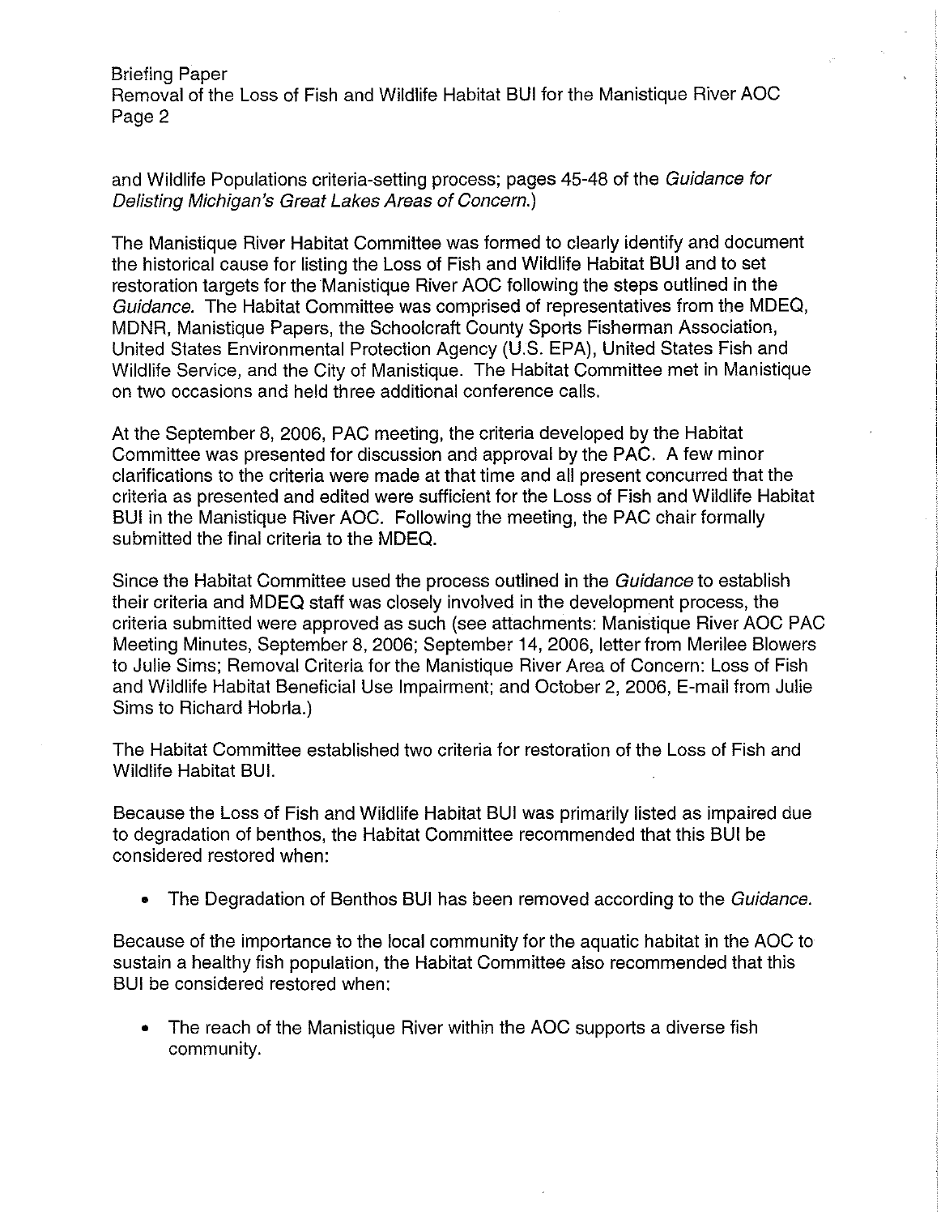and Wildlife Populations criteria-setting process; pages 45-48 of the *Guidance for Delisting Michigan's Great Lakes Areas of Concern.*)

The Manistique River Habitat Committee was formed to clearly identify and document the historical cause for listing the Loss of Fish and Wildlife Habitat BUI and to set restoration targets for the Manistique River AOC following the steps outlined in the *Guidance*. The Habitat Committee was comprised of representatives from the MDEQ, MDNR, Manistique Papers, the Schoolcraft County Sports Fisherman Association, United States Environmental Protection Agency (U.S. EPA), United States Fish and Wildlife Service, and the City of Manistique. The Habitat Committee met in Manistique on two occasions and held three additional conference calls.

At the September 8, 2006, PAC meeting, the criteria developed by the Habitat Committee was presented for discussion and approval by the PAC. A few minor clarifications to the criteria were made at that time and all present concurred that the criteria as presented and edited were sufficient for the Loss of Fish and Wildlife Habitat BUI in the Manistique River AOC. Following the meeting, the PAC chair formally submitted the final criteria to the MDEQ.

Since the Habitat Committee used the process outlined in the *Guidance* to establish their criteria and MDEQ staff was closely involved in the development process, the criteria submitted were approved as such (see attachments: Manistique River AOC PAC Meeting Minutes, September 8, 2006; September 14, 2006, letter from Merilee Blowers to Julie Sims; Removal Criteria for the Manistique River Area of Concern: Loss of Fish and Wildlife Habitat Beneficial Use Impairment; and October 2, 2006, E-mail from Julie Sims to Richard Hobrla.)

The Habitat Committee established two criteria for restoration of the Loss of Fish and Wildlife Habitat BUI.

Because the Loss of Fish and Wildlife Habitat BUI was primarily listed as impaired due to degradation of benthos, the Habitat Committee recommended that this BUI be considered restored when:

- The Degradation of Benthos BUI has been removed according to the *Guidance*.

Because of the importance to the local community for the aquatic habitat in the AOC to sustain a healthy fish population, the Habitat Committee also recommended that this BUI be considered restored when:

- The reach of the Manistique River within the AOC supports a diverse fish community.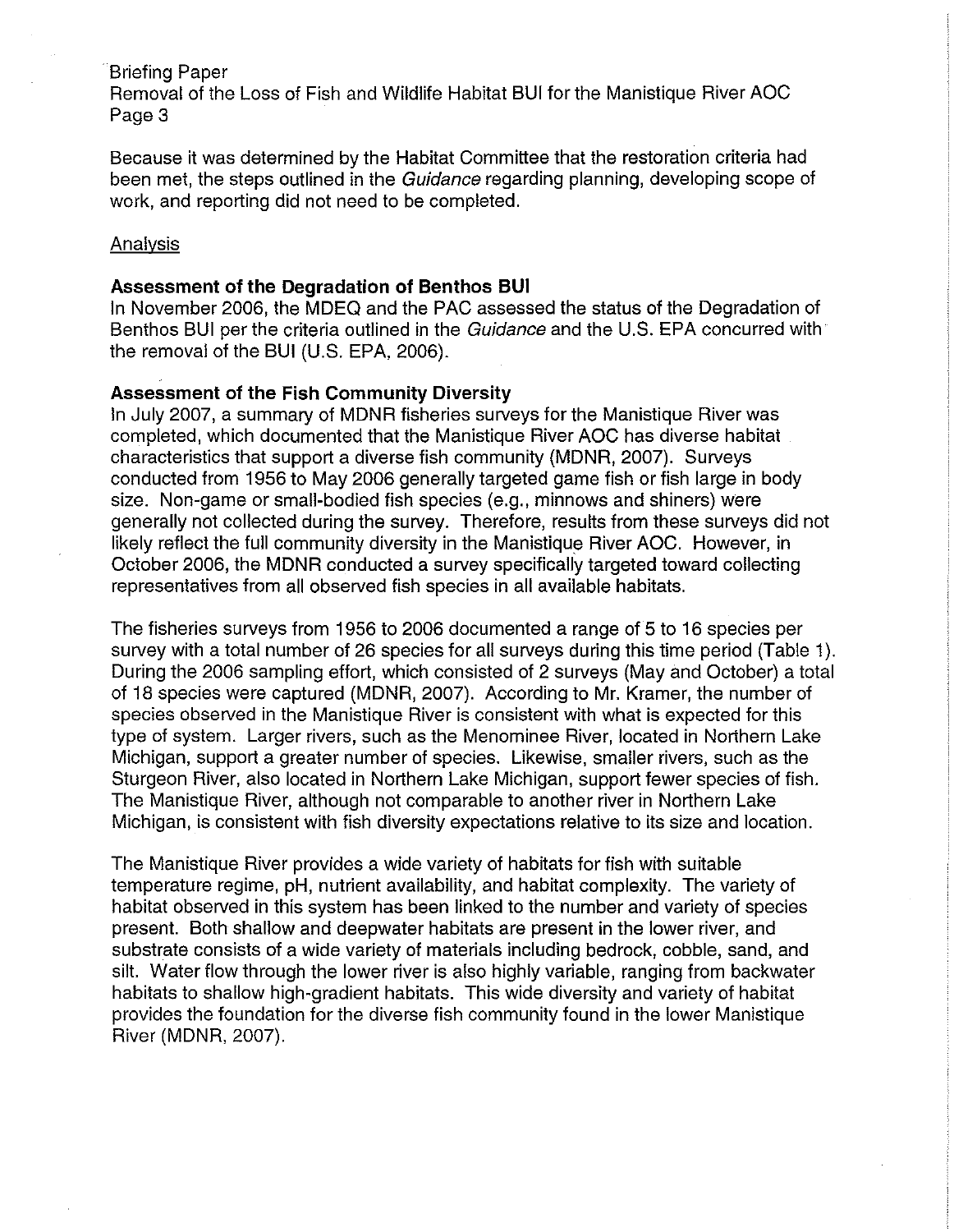Because it was determined by the Habitat Committee that the restoration criteria had been met, the steps outlined in the *Guidance* regarding planning, developing scope of work, and reporting did not need to be completed.

## Analysis

### Assessment of the Degradation of Benthos BUI

In November 2006, the MDEQ and the PAC assessed the status of the Degradation of Benthos BUI per the criteria outlined in the *Guidance* and the U.S. EPA concurred with the removal of the BUI (U.S. EPA, 2006).

### Assessment of the Fish Community Diversity

In July 2007, a summary of MDNR fisheries surveys for the Manistique River was completed, which documented that the Manistique River AOC has diverse habitat characteristics that support a diverse fish community (MDNR, 2007). Surveys conducted from 1956 to May 2006 generally targeted game fish or fish large in body size. Non-game or small-bodied fish species (e.g., minnows and shiners) were generally not collected during the survey. Therefore, results from these surveys did not likely reflect the full community diversity in the Manistique River AOC. However, in October 2006, the MDNR conducted a survey specifically targeted toward collecting representatives from all observed fish species in all available habitats.

The fisheries surveys from 1956 to 2006 documented a range of 5 to 16 species per survey with a total number of 26 species for all surveys during this time period (Table 1). During the 2006 sampling effort, which consisted of 2 surveys (May and October) a total of 18 species were captured (MDNR, 2007). According to Mr. Kramer, the number of species observed in the Manistique River is consistent with what is expected for this type of system. Larger rivers, such as the Menominee River, located in Northern Lake Michigan, support a greater number of species. Likewise, smaller rivers, such as the Sturgeon River, also located in Northern Lake Michigan, support fewer species of fish. The Manistique River, although not comparable to another river in Northern Lake Michigan, is consistent with fish diversity expectations relative to its size and location.

The Manistique River provides a wide variety of habitats for fish with suitable temperature regime, pH, nutrient availability, and habitat complexity. The variety of habitat observed in this system has been linked to the number and variety of species present. Both shallow and deepwater habitats are present in the lower river, and substrate consists of a wide variety of materials including bedrock, cobble, sand, and silt. Water flow through the lower river is also highly variable, ranging from backwater habitats to shallow high-gradient habitats. This wide diversity and variety of habitat provides the foundation for the diverse fish community found in the lower Manistique River (MDNR, 2007).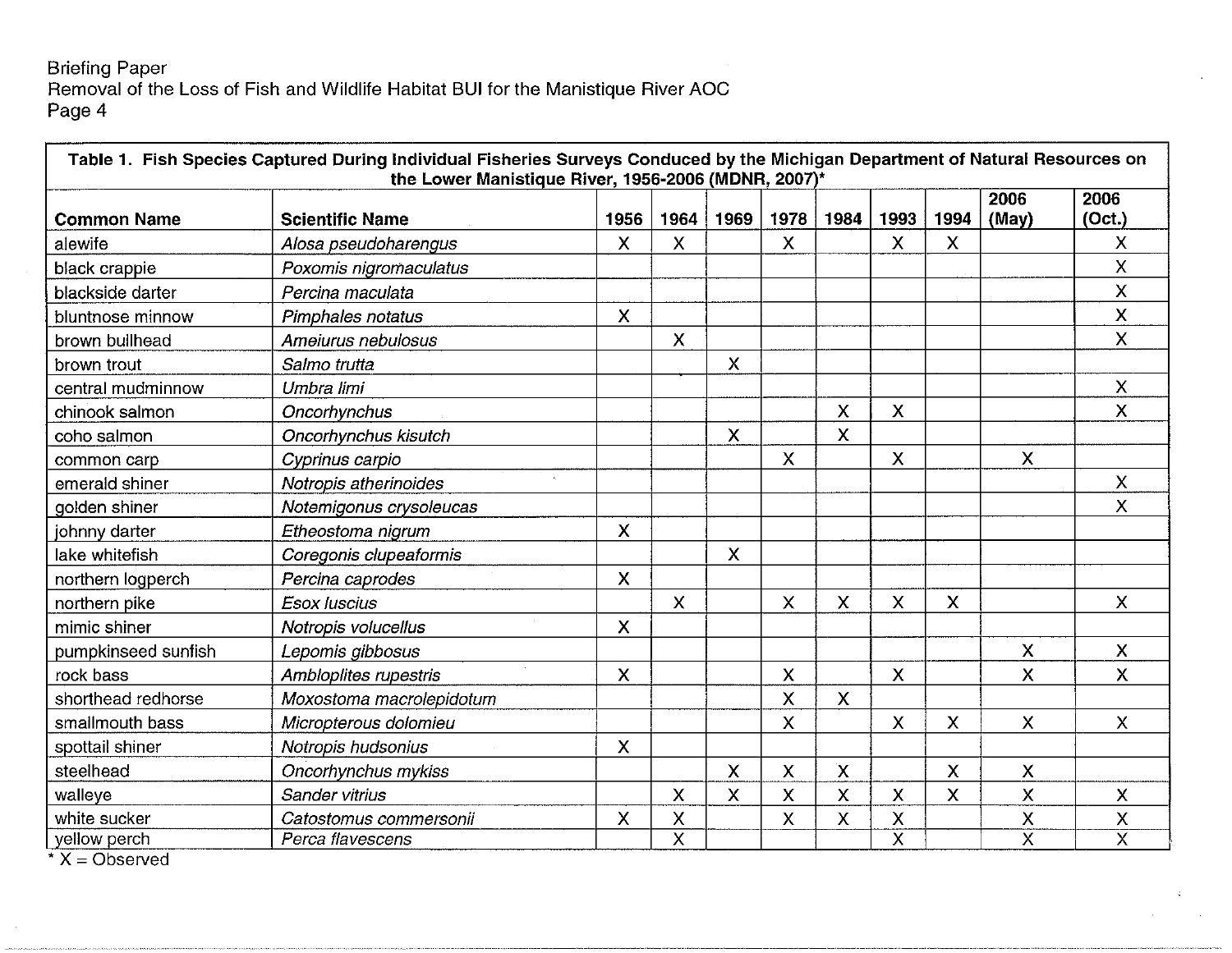**Table 1. Fish Species Captured During Individual Fisheries Surveys Conduced by the Michigan Department of Natural Resources on the Lower Manistique River, 1956-2006 (MDNR, 2007)***

| Common Name | Scientific Name | 1956 | 1964 | 1969 | 1978 | 1984 | 1993 | 1994 | 2006 (May) | 2006 (Oct.) |
|---|---|---|---|---|---|---|---|---|---|---|
| alewife | *Alosa pseudoharengus* | X | X | | X | | X | X | | X |
| black crappie | *Poxomis nigromaculatus* | | | | | | | | | X |
| blackside darter | *Percina maculata* | | | | | | | | | X |
| bluntnose minnow | *Pimphales notatus* | X | | | | | | | | X |
| brown bullhead | *Ameiurus nebulosus* | | X | | | | | | | X |
| brown trout | *Salmo trutta* | | | X | | | | | | |
| central mudminnow | *Umbra limi* | | | | | | | | | X |
| chinook salmon | *Oncorhynchus* | | | | | X | X | | | X |
| coho salmon | *Oncorhynchus kisutch* | | | X | | X | | | | |
| common carp | *Cyprinus carpio* | | | | X | | X | | X | |
| emerald shiner | *Notropis atherinoides* | | | | | | | | | X |
| golden shiner | *Notemigonus crysoleucas* | | | | | | | | | X |
| johnny darter | *Etheostoma nigrum* | X | | | | | | | | |
| lake whitefish | *Coregonis clupeaformis* | | | X | | | | | | |
| northern logperch | *Percina caprodes* | X | | | | | | | | |
| northern pike | *Esox luscius* | | X | | X | X | X | X | | X |
| mimic shiner | *Notropis volucellus* | X | | | | | | | | |
| pumpkinseed sunfish | *Lepomis gibbosus* | | | | | | | | X | X |
| rock bass | *Ambloplites rupestris* | X | | | X | | X | | X | X |
| shorthead redhorse | *Moxostoma macrolepidotum* | | | | X | X | | | | |
| smallmouth bass | *Micropterous dolomieu* | | | | X | | X | X | X | X |
| spottail shiner | *Notropis hudsonius* | X | | | | | | | | |
| steelhead | *Oncorhynchus mykiss* | | | X | X | X | | X | X | |
| walleye | *Sander vitrius* | | X | X | X | X | X | X | X | X |
| white sucker | *Catostomus commersonii* | X | X | | X | X | X | | X | X |
| yellow perch | *Perca flavescens* | | X | | | | X | | X | X |

* X = Observed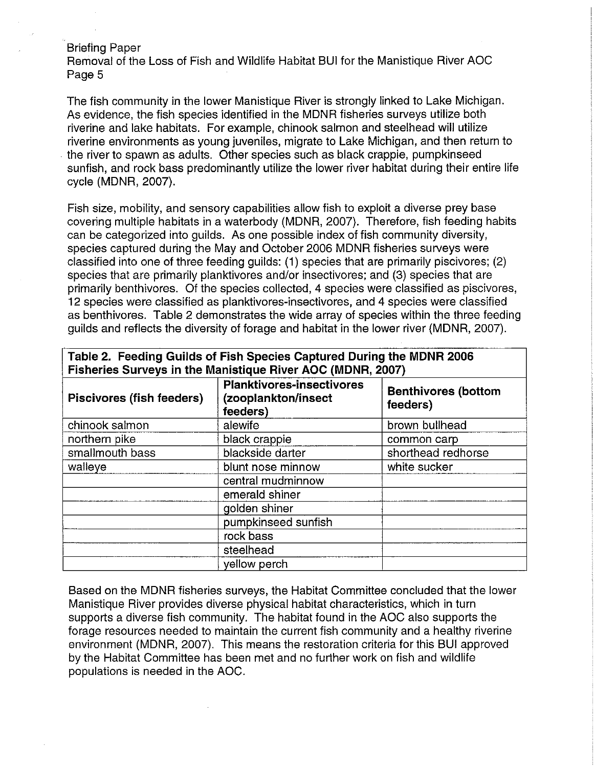The fish community in the lower Manistique River is strongly linked to Lake Michigan. As evidence, the fish species identified in the MDNR fisheries surveys utilize both riverine and lake habitats. For example, chinook salmon and steelhead will utilize riverine environments as young juveniles, migrate to Lake Michigan, and then return to the river to spawn as adults. Other species such as black crappie, pumpkinseed sunfish, and rock bass predominantly utilize the lower river habitat during their entire life cycle (MDNR, 2007).

Fish size, mobility, and sensory capabilities allow fish to exploit a diverse prey base covering multiple habitats in a waterbody (MDNR, 2007). Therefore, fish feeding habits can be categorized into guilds. As one possible index of fish community diversity, species captured during the May and October 2006 MDNR fisheries surveys were classified into one of three feeding guilds: (1) species that are primarily piscivores; (2) species that are primarily planktivores and/or insectivores; and (3) species that are primarily benthivores. Of the species collected, 4 species were classified as piscivores, 12 species were classified as planktivores-insectivores, and 4 species were classified as benthivores. Table 2 demonstrates the wide array of species within the three feeding guilds and reflects the diversity of forage and habitat in the lower river (MDNR, 2007).

**Table 2. Feeding Guilds of Fish Species Captured During the MDNR 2006 Fisheries Surveys in the Manistique River AOC (MDNR, 2007)**

| Piscivores (fish feeders) | Planktivores-insectivores (zooplankton/insect feeders) | Benthivores (bottom feeders) |
|---|---|---|
| chinook salmon | alewife | brown bullhead |
| northern pike | black crappie | common carp |
| smallmouth bass | blackside darter | shorthead redhorse |
| walleye | blunt nose minnow | white sucker |
| | central mudminnow | |
| | emerald shiner | |
| | golden shiner | |
| | pumpkinseed sunfish | |
| | rock bass | |
| | steelhead | |
| | yellow perch | |

Based on the MDNR fisheries surveys, the Habitat Committee concluded that the lower Manistique River provides diverse physical habitat characteristics, which in turn supports a diverse fish community. The habitat found in the AOC also supports the forage resources needed to maintain the current fish community and a healthy riverine environment (MDNR, 2007). This means the restoration criteria for this BUI approved by the Habitat Committee has been met and no further work on fish and wildlife populations is needed in the AOC.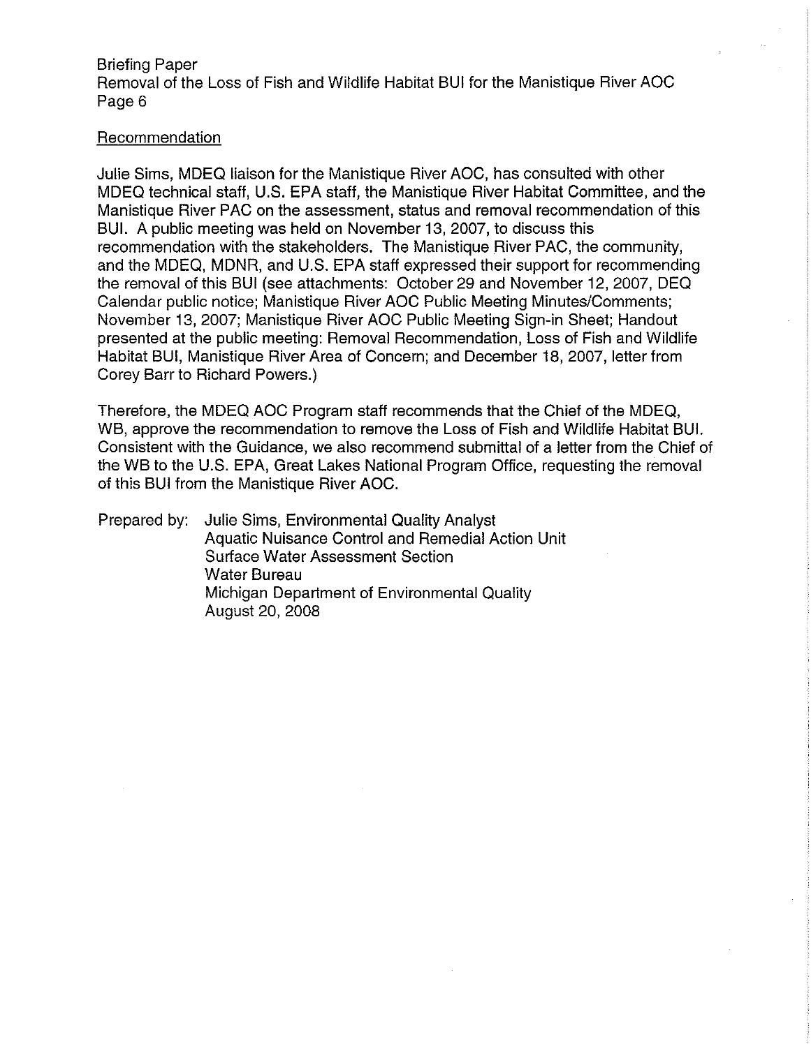## Recommendation

Julie Sims, MDEQ liaison for the Manistique River AOC, has consulted with other MDEQ technical staff, U.S. EPA staff, the Manistique River Habitat Committee, and the Manistique River PAC on the assessment, status and removal recommendation of this BUI. A public meeting was held on November 13, 2007, to discuss this recommendation with the stakeholders. The Manistique River PAC, the community, and the MDEQ, MDNR, and U.S. EPA staff expressed their support for recommending the removal of this BUI (see attachments: October 29 and November 12, 2007, DEQ Calendar public notice; Manistique River AOC Public Meeting Minutes/Comments; November 13, 2007; Manistique River AOC Public Meeting Sign-in Sheet; Handout presented at the public meeting: Removal Recommendation, Loss of Fish and Wildlife Habitat BUI, Manistique River Area of Concern; and December 18, 2007, letter from Corey Barr to Richard Powers.)

Therefore, the MDEQ AOC Program staff recommends that the Chief of the MDEQ, WB, approve the recommendation to remove the Loss of Fish and Wildlife Habitat BUI. Consistent with the Guidance, we also recommend submittal of a letter from the Chief of the WB to the U.S. EPA, Great Lakes National Program Office, requesting the removal of this BUI from the Manistique River AOC.

Prepared by: Julie Sims, Environmental Quality Analyst
Aquatic Nuisance Control and Remedial Action Unit
Surface Water Assessment Section
Water Bureau
Michigan Department of Environmental Quality
August 20, 2008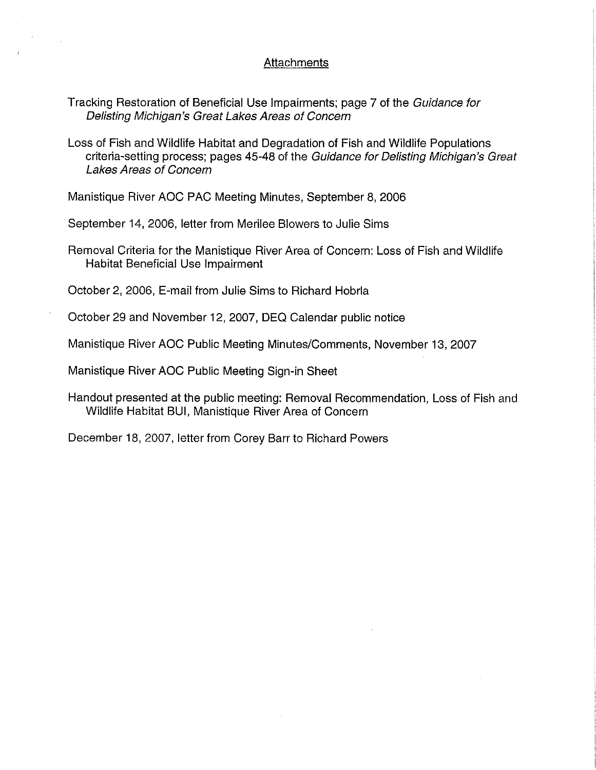## Attachments

Tracking Restoration of Beneficial Use Impairments; page 7 of the *Guidance for Delisting Michigan's Great Lakes Areas of Concern*

Loss of Fish and Wildlife Habitat and Degradation of Fish and Wildlife Populations criteria-setting process; pages 45-48 of the *Guidance for Delisting Michigan's Great Lakes Areas of Concern*

Manistique River AOC PAC Meeting Minutes, September 8, 2006

September 14, 2006, letter from Merilee Blowers to Julie Sims

Removal Criteria for the Manistique River Area of Concern: Loss of Fish and Wildlife Habitat Beneficial Use Impairment

October 2, 2006, E-mail from Julie Sims to Richard Hobrla

October 29 and November 12, 2007, DEQ Calendar public notice

Manistique River AOC Public Meeting Minutes/Comments, November 13, 2007

Manistique River AOC Public Meeting Sign-in Sheet

Handout presented at the public meeting: Removal Recommendation, Loss of Fish and Wildlife Habitat BUI, Manistique River Area of Concern

December 18, 2007, letter from Corey Barr to Richard Powers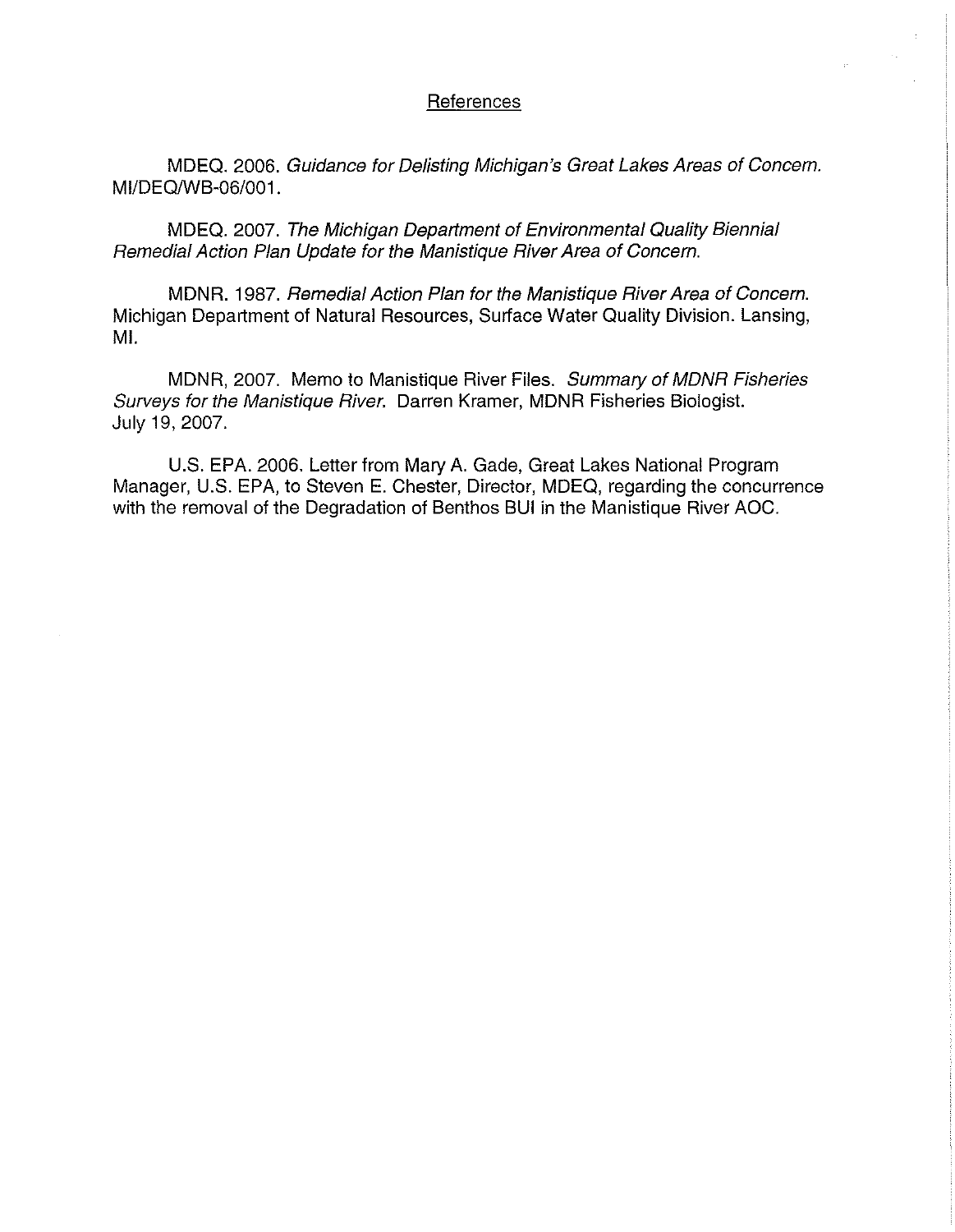## References

MDEQ. 2006. *Guidance for Delisting Michigan's Great Lakes Areas of Concern.* MI/DEQ/WB-06/001.

MDEQ. 2007. *The Michigan Department of Environmental Quality Biennial Remedial Action Plan Update for the Manistique River Area of Concern.*

MDNR. 1987. *Remedial Action Plan for the Manistique River Area of Concern.* Michigan Department of Natural Resources, Surface Water Quality Division. Lansing, MI.

MDNR, 2007. Memo to Manistique River Files. *Summary of MDNR Fisheries Surveys for the Manistique River.* Darren Kramer, MDNR Fisheries Biologist. July 19, 2007.

U.S. EPA. 2006. Letter from Mary A. Gade, Great Lakes National Program Manager, U.S. EPA, to Steven E. Chester, Director, MDEQ, regarding the concurrence with the removal of the Degradation of Benthos BUI in the Manistique River AOC.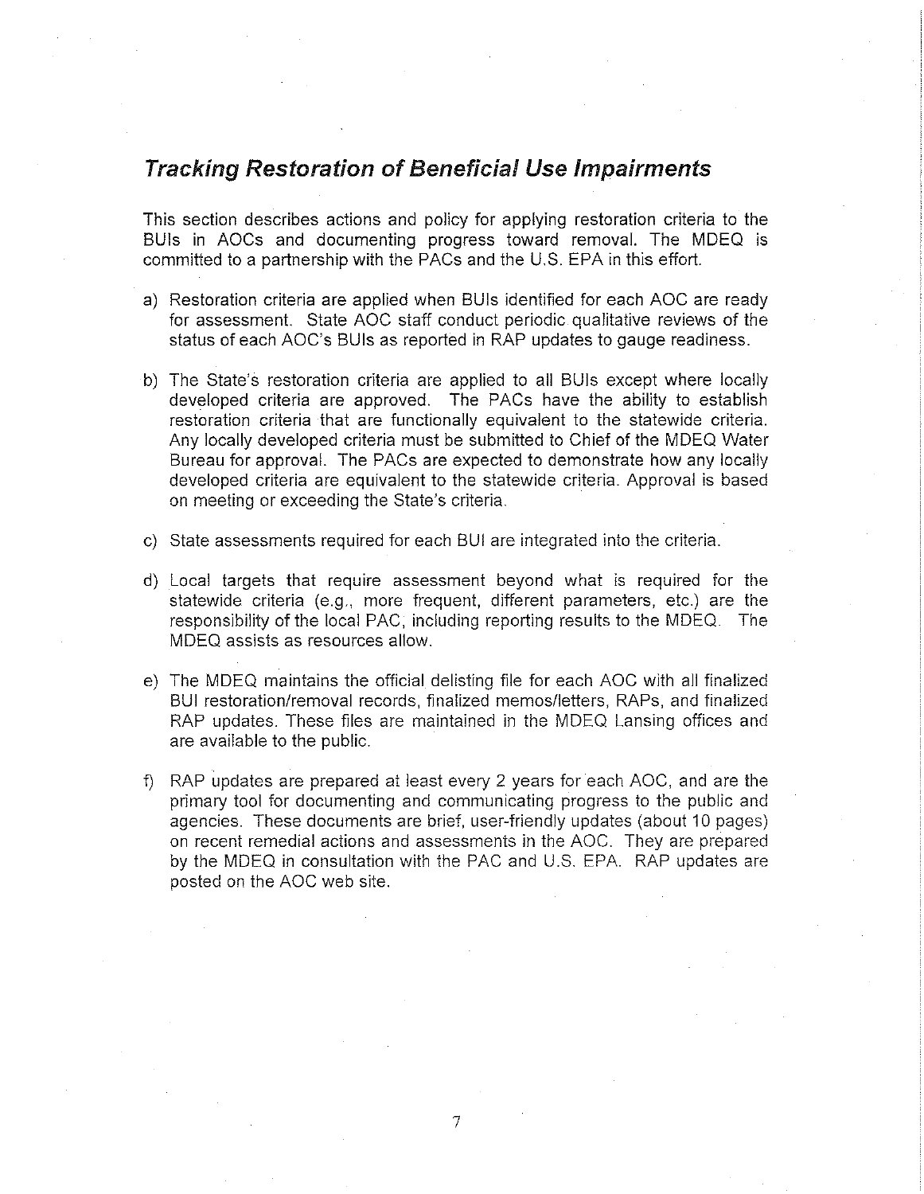## *Tracking Restoration of Beneficial Use Impairments*

This section describes actions and policy for applying restoration criteria to the BUIs in AOCs and documenting progress toward removal. The MDEQ is committed to a partnership with the PACs and the U.S. EPA in this effort.

a) Restoration criteria are applied when BUIs identified for each AOC are ready for assessment. State AOC staff conduct periodic qualitative reviews of the status of each AOC's BUIs as reported in RAP updates to gauge readiness.

b) The State's restoration criteria are applied to all BUIs except where locally developed criteria are approved. The PACs have the ability to establish restoration criteria that are functionally equivalent to the statewide criteria. Any locally developed criteria must be submitted to Chief of the MDEQ Water Bureau for approval. The PACs are expected to demonstrate how any locally developed criteria are equivalent to the statewide criteria. Approval is based on meeting or exceeding the State's criteria.

c) State assessments required for each BUI are integrated into the criteria.

d) Local targets that require assessment beyond what is required for the statewide criteria (e.g., more frequent, different parameters, etc.) are the responsibility of the local PAC, including reporting results to the MDEQ. The MDEQ assists as resources allow.

e) The MDEQ maintains the official delisting file for each AOC with all finalized BUI restoration/removal records, finalized memos/letters, RAPs, and finalized RAP updates. These files are maintained in the MDEQ Lansing offices and are available to the public.

f) RAP updates are prepared at least every 2 years for each AOC, and are the primary tool for documenting and communicating progress to the public and agencies. These documents are brief, user-friendly updates (about 10 pages) on recent remedial actions and assessments in the AOC. They are prepared by the MDEQ in consultation with the PAC and U.S. EPA. RAP updates are posted on the AOC web site.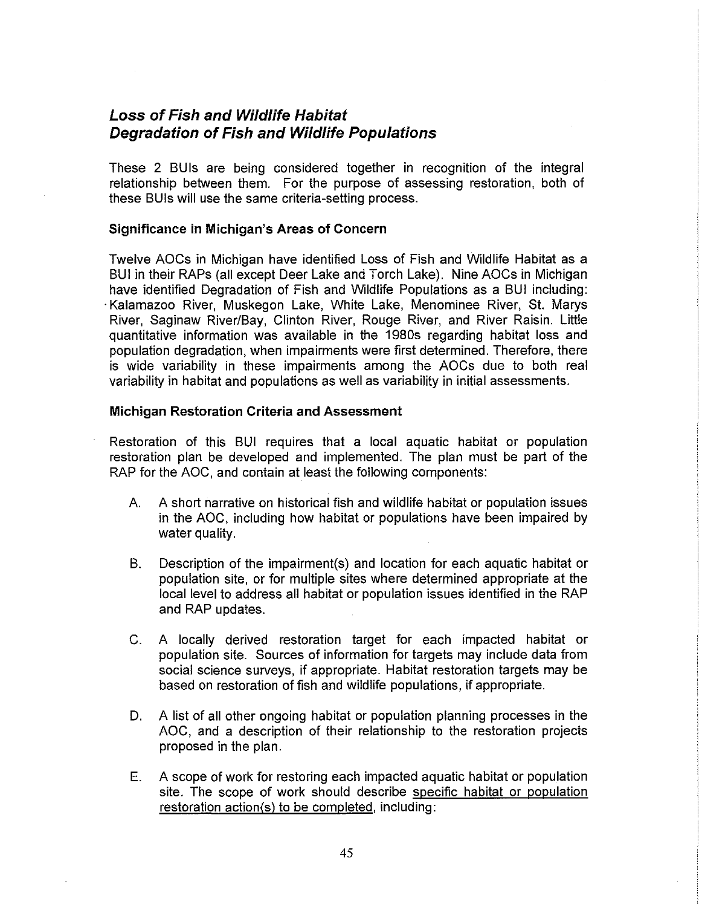## *Loss of Fish and Wildlife Habitat*
## *Degradation of Fish and Wildlife Populations*

These 2 BUIs are being considered together in recognition of the integral relationship between them. For the purpose of assessing restoration, both of these BUIs will use the same criteria-setting process.

### Significance in Michigan's Areas of Concern

Twelve AOCs in Michigan have identified Loss of Fish and Wildlife Habitat as a BUI in their RAPs (all except Deer Lake and Torch Lake). Nine AOCs in Michigan have identified Degradation of Fish and Wildlife Populations as a BUI including: Kalamazoo River, Muskegon Lake, White Lake, Menominee River, St. Marys River, Saginaw River/Bay, Clinton River, Rouge River, and River Raisin. Little quantitative information was available in the 1980s regarding habitat loss and population degradation, when impairments were first determined. Therefore, there is wide variability in these impairments among the AOCs due to both real variability in habitat and populations as well as variability in initial assessments.

### Michigan Restoration Criteria and Assessment

Restoration of this BUI requires that a local aquatic habitat or population restoration plan be developed and implemented. The plan must be part of the RAP for the AOC, and contain at least the following components:

A. A short narrative on historical fish and wildlife habitat or population issues in the AOC, including how habitat or populations have been impaired by water quality.

B. Description of the impairment(s) and location for each aquatic habitat or population site, or for multiple sites where determined appropriate at the local level to address all habitat or population issues identified in the RAP and RAP updates.

C. A locally derived restoration target for each impacted habitat or population site. Sources of information for targets may include data from social science surveys, if appropriate. Habitat restoration targets may be based on restoration of fish and wildlife populations, if appropriate.

D. A list of all other ongoing habitat or population planning processes in the AOC, and a description of their relationship to the restoration projects proposed in the plan.

E. A scope of work for restoring each impacted aquatic habitat or population site. The scope of work should describe <u>specific habitat or population restoration action(s) to be completed</u>, including: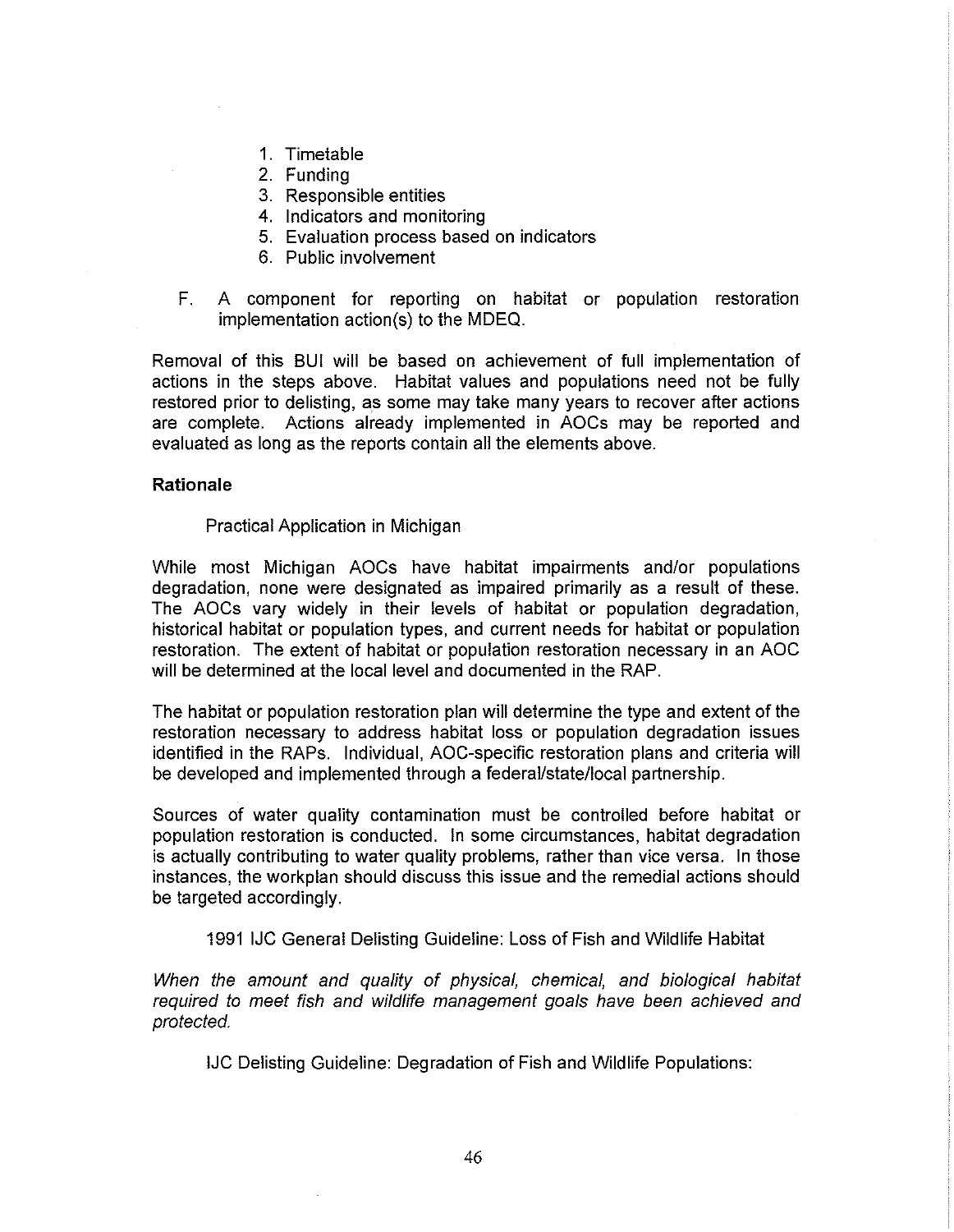1. Timetable
2. Funding
3. Responsible entities
4. Indicators and monitoring
5. Evaluation process based on indicators
6. Public involvement

F. A component for reporting on habitat or population restoration implementation action(s) to the MDEQ.

Removal of this BUI will be based on achievement of full implementation of actions in the steps above. Habitat values and populations need not be fully restored prior to delisting, as some may take many years to recover after actions are complete. Actions already implemented in AOCs may be reported and evaluated as long as the reports contain all the elements above.

**Rationale**

Practical Application in Michigan

While most Michigan AOCs have habitat impairments and/or populations degradation, none were designated as impaired primarily as a result of these. The AOCs vary widely in their levels of habitat or population degradation, historical habitat or population types, and current needs for habitat or population restoration. The extent of habitat or population restoration necessary in an AOC will be determined at the local level and documented in the RAP.

The habitat or population restoration plan will determine the type and extent of the restoration necessary to address habitat loss or population degradation issues identified in the RAPs. Individual, AOC-specific restoration plans and criteria will be developed and implemented through a federal/state/local partnership.

Sources of water quality contamination must be controlled before habitat or population restoration is conducted. In some circumstances, habitat degradation is actually contributing to water quality problems, rather than vice versa. In those instances, the workplan should discuss this issue and the remedial actions should be targeted accordingly.

1991 IJC General Delisting Guideline: Loss of Fish and Wildlife Habitat

*When the amount and quality of physical, chemical, and biological habitat required to meet fish and wildlife management goals have been achieved and protected.*

IJC Delisting Guideline: Degradation of Fish and Wildlife Populations: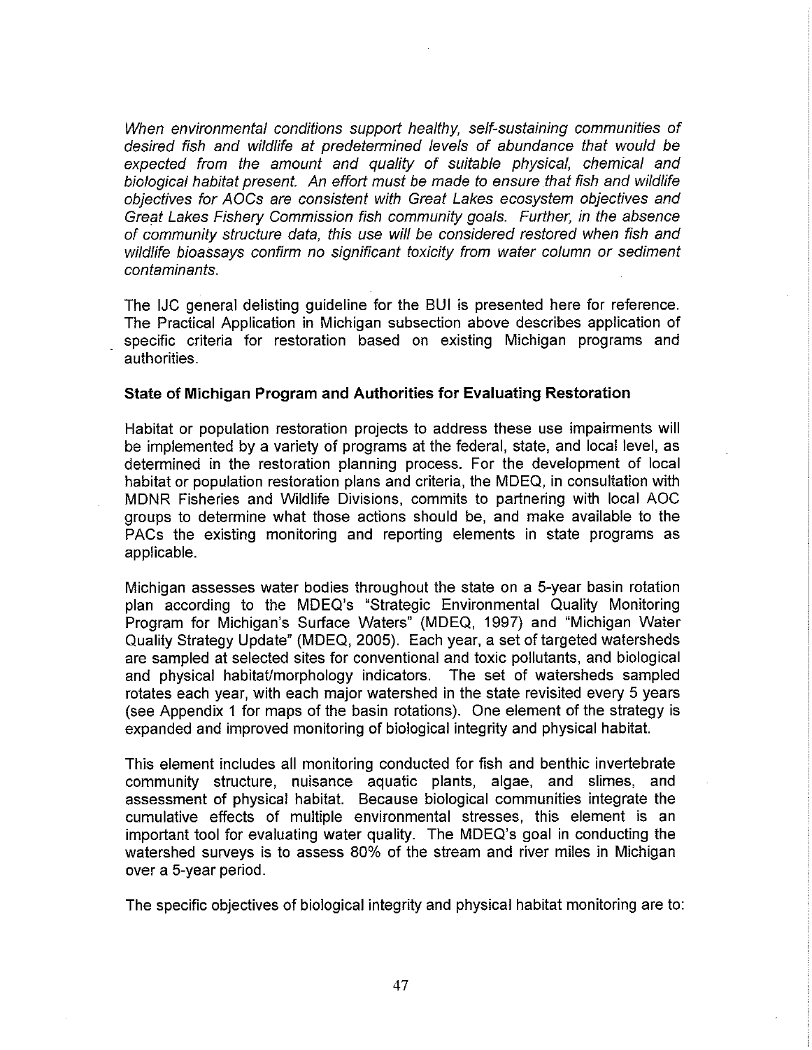*When environmental conditions support healthy, self-sustaining communities of desired fish and wildlife at predetermined levels of abundance that would be expected from the amount and quality of suitable physical, chemical and biological habitat present. An effort must be made to ensure that fish and wildlife objectives for AOCs are consistent with Great Lakes ecosystem objectives and Great Lakes Fishery Commission fish community goals. Further, in the absence of community structure data, this use will be considered restored when fish and wildlife bioassays confirm no significant toxicity from water column or sediment contaminants.*

The IJC general delisting guideline for the BUI is presented here for reference. The Practical Application in Michigan subsection above describes application of specific criteria for restoration based on existing Michigan programs and authorities.

**State of Michigan Program and Authorities for Evaluating Restoration**

Habitat or population restoration projects to address these use impairments will be implemented by a variety of programs at the federal, state, and local level, as determined in the restoration planning process. For the development of local habitat or population restoration plans and criteria, the MDEQ, in consultation with MDNR Fisheries and Wildlife Divisions, commits to partnering with local AOC groups to determine what those actions should be, and make available to the PACs the existing monitoring and reporting elements in state programs as applicable.

Michigan assesses water bodies throughout the state on a 5-year basin rotation plan according to the MDEQ's "Strategic Environmental Quality Monitoring Program for Michigan's Surface Waters" (MDEQ, 1997) and "Michigan Water Quality Strategy Update" (MDEQ, 2005). Each year, a set of targeted watersheds are sampled at selected sites for conventional and toxic pollutants, and biological and physical habitat/morphology indicators. The set of watersheds sampled rotates each year, with each major watershed in the state revisited every 5 years (see Appendix 1 for maps of the basin rotations). One element of the strategy is expanded and improved monitoring of biological integrity and physical habitat.

This element includes all monitoring conducted for fish and benthic invertebrate community structure, nuisance aquatic plants, algae, and slimes, and assessment of physical habitat. Because biological communities integrate the cumulative effects of multiple environmental stresses, this element is an important tool for evaluating water quality. The MDEQ's goal in conducting the watershed surveys is to assess 80% of the stream and river miles in Michigan over a 5-year period.

The specific objectives of biological integrity and physical habitat monitoring are to: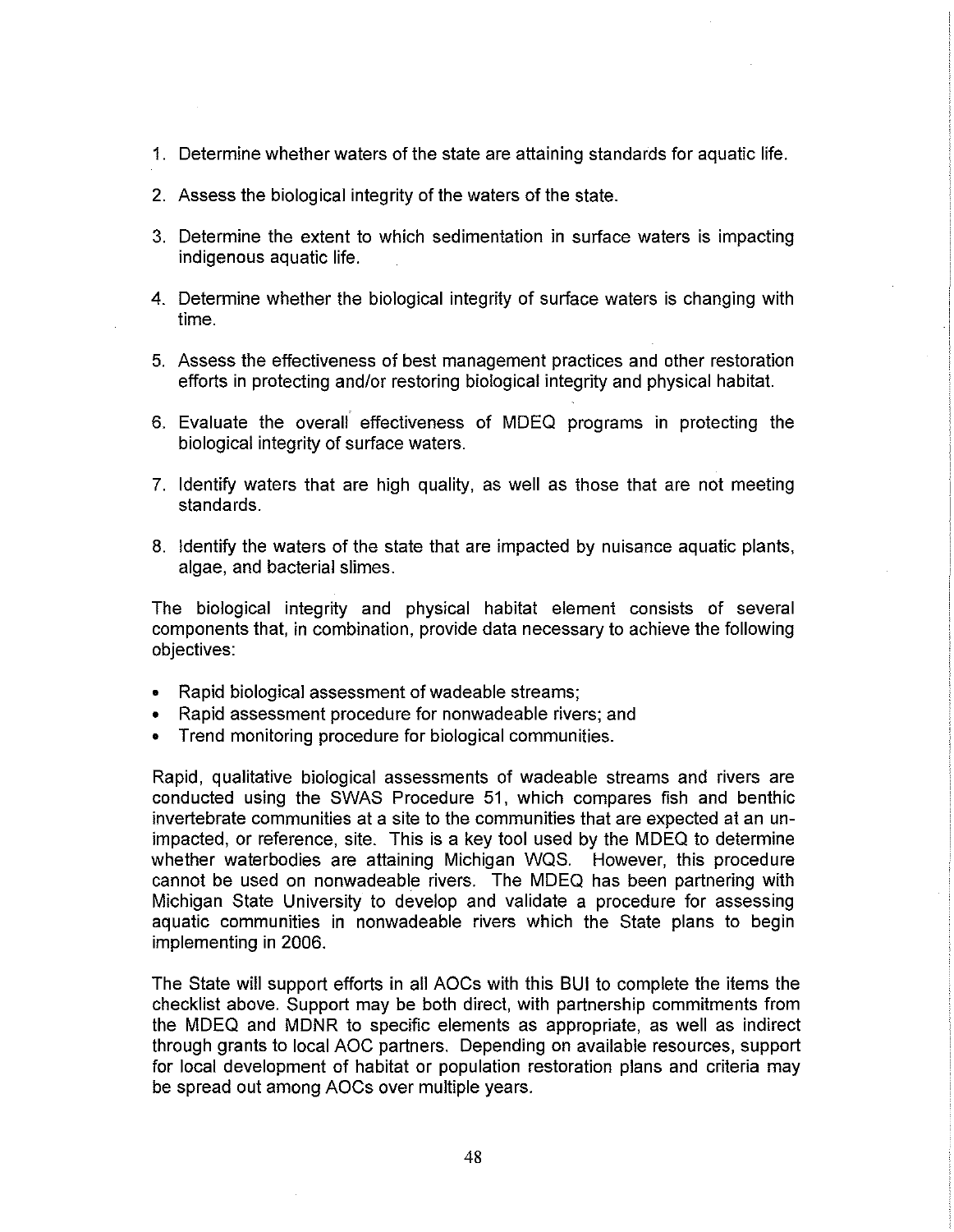1. Determine whether waters of the state are attaining standards for aquatic life.

2. Assess the biological integrity of the waters of the state.

3. Determine the extent to which sedimentation in surface waters is impacting indigenous aquatic life.

4. Determine whether the biological integrity of surface waters is changing with time.

5. Assess the effectiveness of best management practices and other restoration efforts in protecting and/or restoring biological integrity and physical habitat.

6. Evaluate the overall effectiveness of MDEQ programs in protecting the biological integrity of surface waters.

7. Identify waters that are high quality, as well as those that are not meeting standards.

8. Identify the waters of the state that are impacted by nuisance aquatic plants, algae, and bacterial slimes.

The biological integrity and physical habitat element consists of several components that, in combination, provide data necessary to achieve the following objectives:

- Rapid biological assessment of wadeable streams;
- Rapid assessment procedure for nonwadeable rivers; and
- Trend monitoring procedure for biological communities.

Rapid, qualitative biological assessments of wadeable streams and rivers are conducted using the SWAS Procedure 51, which compares fish and benthic invertebrate communities at a site to the communities that are expected at an un-impacted, or reference, site. This is a key tool used by the MDEQ to determine whether waterbodies are attaining Michigan WQS. However, this procedure cannot be used on nonwadeable rivers. The MDEQ has been partnering with Michigan State University to develop and validate a procedure for assessing aquatic communities in nonwadeable rivers which the State plans to begin implementing in 2006.

The State will support efforts in all AOCs with this BUI to complete the items the checklist above. Support may be both direct, with partnership commitments from the MDEQ and MDNR to specific elements as appropriate, as well as indirect through grants to local AOC partners. Depending on available resources, support for local development of habitat or population restoration plans and criteria may be spread out among AOCs over multiple years.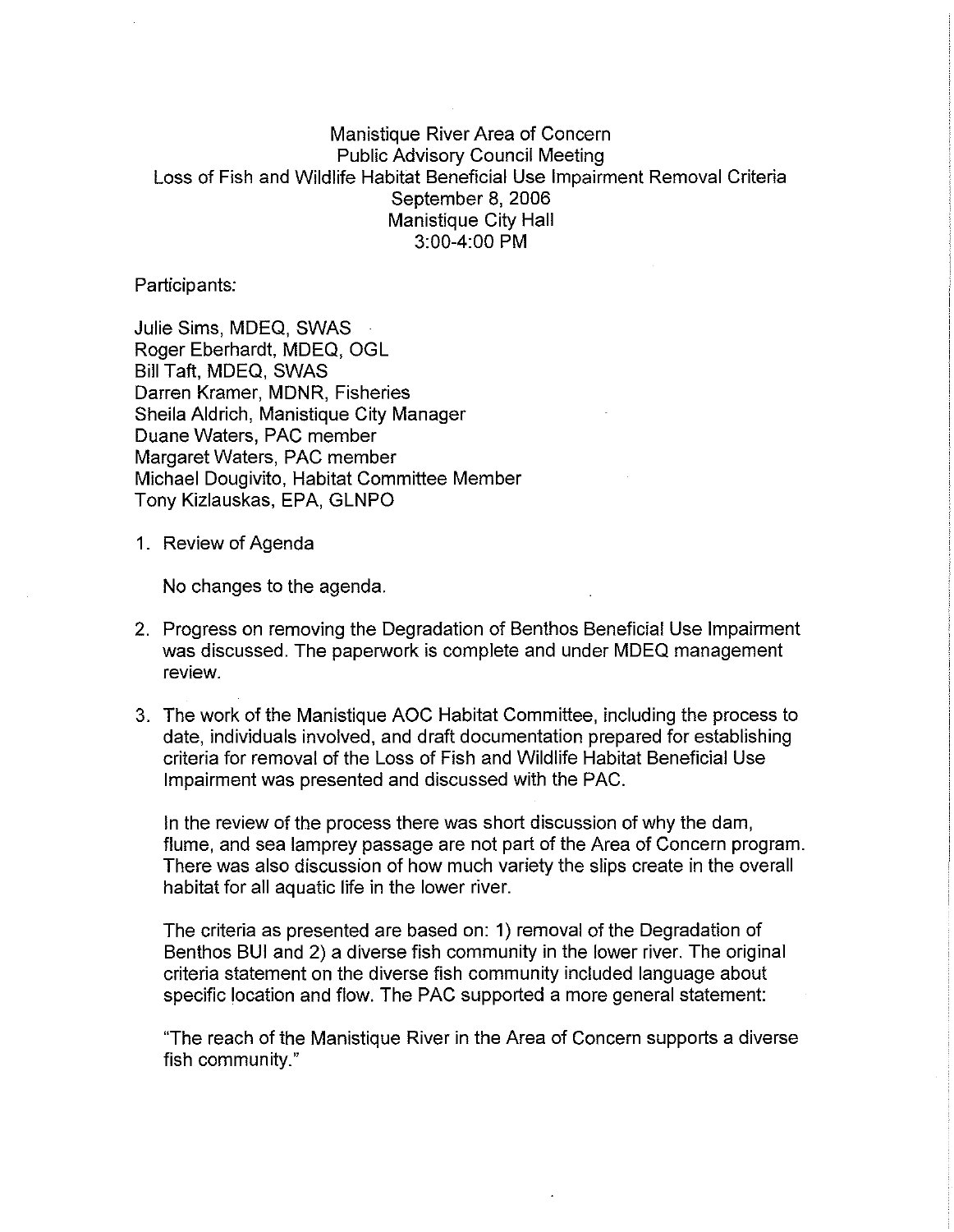Manistique River Area of Concern
Public Advisory Council Meeting
Loss of Fish and Wildlife Habitat Beneficial Use Impairment Removal Criteria
September 8, 2006
Manistique City Hall
3:00-4:00 PM

Participants:

Julie Sims, MDEQ, SWAS
Roger Eberhardt, MDEQ, OGL
Bill Taft, MDEQ, SWAS
Darren Kramer, MDNR, Fisheries
Sheila Aldrich, Manistique City Manager
Duane Waters, PAC member
Margaret Waters, PAC member
Michael Dougivito, Habitat Committee Member
Tony Kizlauskas, EPA, GLNPO

1. Review of Agenda

   No changes to the agenda.

2. Progress on removing the Degradation of Benthos Beneficial Use Impairment was discussed. The paperwork is complete and under MDEQ management review.

3. The work of the Manistique AOC Habitat Committee, including the process to date, individuals involved, and draft documentation prepared for establishing criteria for removal of the Loss of Fish and Wildlife Habitat Beneficial Use Impairment was presented and discussed with the PAC.

   In the review of the process there was short discussion of why the dam, flume, and sea lamprey passage are not part of the Area of Concern program. There was also discussion of how much variety the slips create in the overall habitat for all aquatic life in the lower river.

   The criteria as presented are based on: 1) removal of the Degradation of Benthos BUI and 2) a diverse fish community in the lower river. The original criteria statement on the diverse fish community included language about specific location and flow. The PAC supported a more general statement:

   "The reach of the Manistique River in the Area of Concern supports a diverse fish community."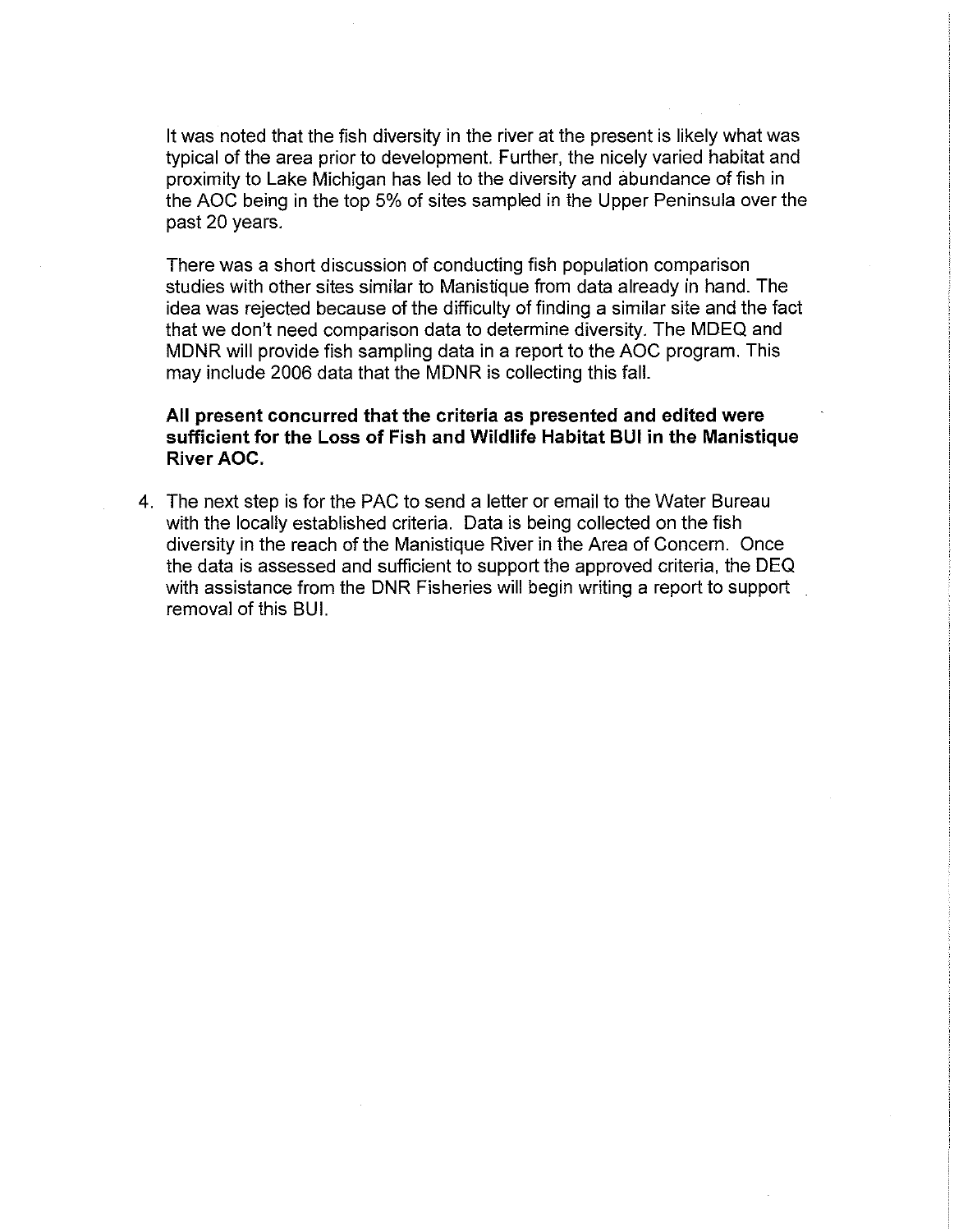It was noted that the fish diversity in the river at the present is likely what was typical of the area prior to development. Further, the nicely varied habitat and proximity to Lake Michigan has led to the diversity and abundance of fish in the AOC being in the top 5% of sites sampled in the Upper Peninsula over the past 20 years.

There was a short discussion of conducting fish population comparison studies with other sites similar to Manistique from data already in hand. The idea was rejected because of the difficulty of finding a similar site and the fact that we don't need comparison data to determine diversity. The MDEQ and MDNR will provide fish sampling data in a report to the AOC program. This may include 2006 data that the MDNR is collecting this fall.

**All present concurred that the criteria as presented and edited were sufficient for the Loss of Fish and Wildlife Habitat BUI in the Manistique River AOC.**

4. The next step is for the PAC to send a letter or email to the Water Bureau with the locally established criteria. Data is being collected on the fish diversity in the reach of the Manistique River in the Area of Concern. Once the data is assessed and sufficient to support the approved criteria, the DEQ with assistance from the DNR Fisheries will begin writing a report to support removal of this BUI.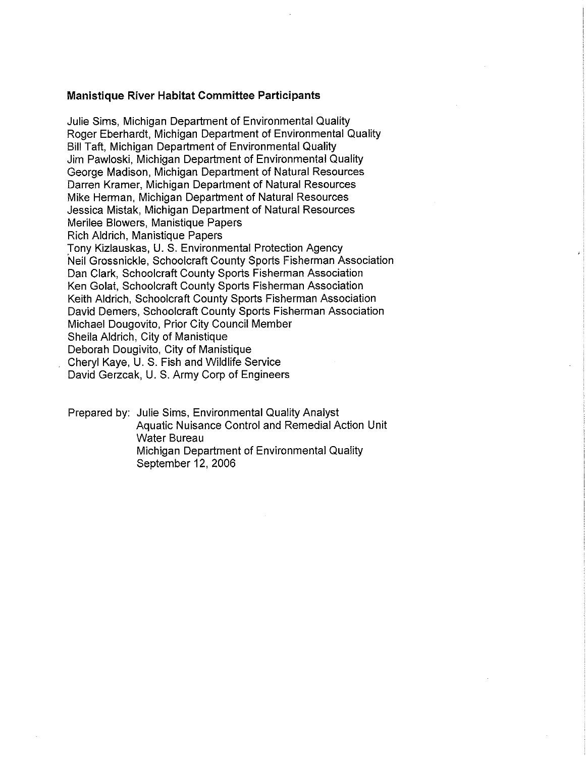**Manistique River Habitat Committee Participants**

Julie Sims, Michigan Department of Environmental Quality
Roger Eberhardt, Michigan Department of Environmental Quality
Bill Taft, Michigan Department of Environmental Quality
Jim Pawloski, Michigan Department of Environmental Quality
George Madison, Michigan Department of Natural Resources
Darren Kramer, Michigan Department of Natural Resources
Mike Herman, Michigan Department of Natural Resources
Jessica Mistak, Michigan Department of Natural Resources
Merilee Blowers, Manistique Papers
Rich Aldrich, Manistique Papers
Tony Kizlauskas, U. S. Environmental Protection Agency
Neil Grossnickle, Schoolcraft County Sports Fisherman Association
Dan Clark, Schoolcraft County Sports Fisherman Association
Ken Golat, Schoolcraft County Sports Fisherman Association
Keith Aldrich, Schoolcraft County Sports Fisherman Association
David Demers, Schoolcraft County Sports Fisherman Association
Michael Dougovito, Prior City Council Member
Sheila Aldrich, City of Manistique
Deborah Dougivito, City of Manistique
Cheryl Kaye, U. S. Fish and Wildlife Service
David Gerzcak, U. S. Army Corp of Engineers

Prepared by: Julie Sims, Environmental Quality Analyst
Aquatic Nuisance Control and Remedial Action Unit
Water Bureau
Michigan Department of Environmental Quality
September 12, 2006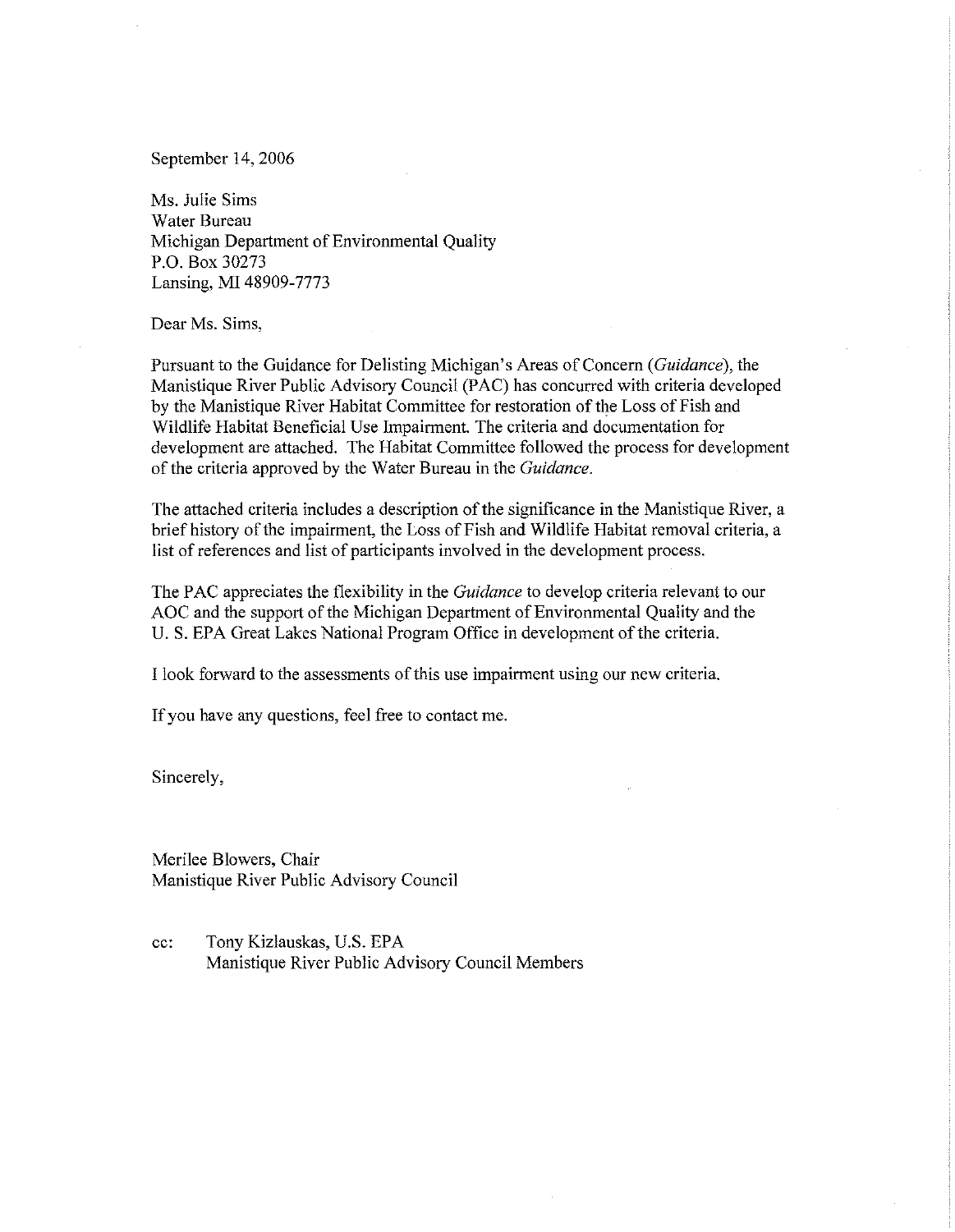September 14, 2006

Ms. Julie Sims
Water Bureau
Michigan Department of Environmental Quality
P.O. Box 30273
Lansing, MI 48909-7773

Dear Ms. Sims,

Pursuant to the Guidance for Delisting Michigan's Areas of Concern (*Guidance*), the Manistique River Public Advisory Council (PAC) has concurred with criteria developed by the Manistique River Habitat Committee for restoration of the Loss of Fish and Wildlife Habitat Beneficial Use Impairment. The criteria and documentation for development are attached. The Habitat Committee followed the process for development of the criteria approved by the Water Bureau in the *Guidance*.

The attached criteria includes a description of the significance in the Manistique River, a brief history of the impairment, the Loss of Fish and Wildlife Habitat removal criteria, a list of references and list of participants involved in the development process.

The PAC appreciates the flexibility in the *Guidance* to develop criteria relevant to our AOC and the support of the Michigan Department of Environmental Quality and the U. S. EPA Great Lakes National Program Office in development of the criteria.

I look forward to the assessments of this use impairment using our new criteria.

If you have any questions, feel free to contact me.

Sincerely,

Merilee Blowers, Chair
Manistique River Public Advisory Council

cc: Tony Kizlauskas, U.S. EPA
Manistique River Public Advisory Council Members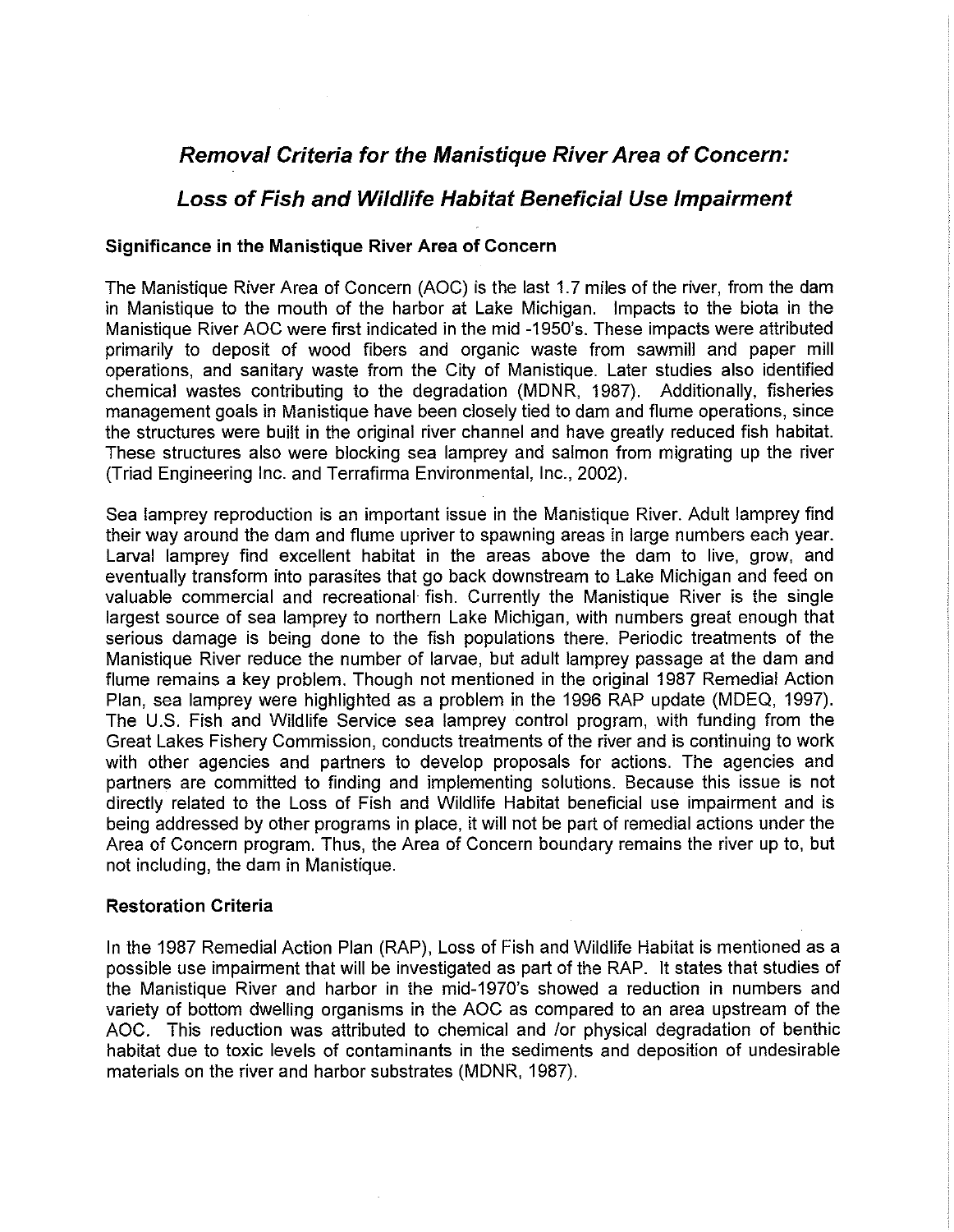# *Removal Criteria for the Manistique River Area of Concern:*

# *Loss of Fish and Wildlife Habitat Beneficial Use Impairment*

### Significance in the Manistique River Area of Concern

The Manistique River Area of Concern (AOC) is the last 1.7 miles of the river, from the dam in Manistique to the mouth of the harbor at Lake Michigan. Impacts to the biota in the Manistique River AOC were first indicated in the mid -1950's. These impacts were attributed primarily to deposit of wood fibers and organic waste from sawmill and paper mill operations, and sanitary waste from the City of Manistique. Later studies also identified chemical wastes contributing to the degradation (MDNR, 1987). Additionally, fisheries management goals in Manistique have been closely tied to dam and flume operations, since the structures were built in the original river channel and have greatly reduced fish habitat. These structures also were blocking sea lamprey and salmon from migrating up the river (Triad Engineering Inc. and Terrafirma Environmental, Inc., 2002).

Sea lamprey reproduction is an important issue in the Manistique River. Adult lamprey find their way around the dam and flume upriver to spawning areas in large numbers each year. Larval lamprey find excellent habitat in the areas above the dam to live, grow, and eventually transform into parasites that go back downstream to Lake Michigan and feed on valuable commercial and recreational fish. Currently the Manistique River is the single largest source of sea lamprey to northern Lake Michigan, with numbers great enough that serious damage is being done to the fish populations there. Periodic treatments of the Manistique River reduce the number of larvae, but adult lamprey passage at the dam and flume remains a key problem. Though not mentioned in the original 1987 Remedial Action Plan, sea lamprey were highlighted as a problem in the 1996 RAP update (MDEQ, 1997). The U.S. Fish and Wildlife Service sea lamprey control program, with funding from the Great Lakes Fishery Commission, conducts treatments of the river and is continuing to work with other agencies and partners to develop proposals for actions. The agencies and partners are committed to finding and implementing solutions. Because this issue is not directly related to the Loss of Fish and Wildlife Habitat beneficial use impairment and is being addressed by other programs in place, it will not be part of remedial actions under the Area of Concern program. Thus, the Area of Concern boundary remains the river up to, but not including, the dam in Manistique.

### Restoration Criteria

In the 1987 Remedial Action Plan (RAP), Loss of Fish and Wildlife Habitat is mentioned as a possible use impairment that will be investigated as part of the RAP. It states that studies of the Manistique River and harbor in the mid-1970's showed a reduction in numbers and variety of bottom dwelling organisms in the AOC as compared to an area upstream of the AOC. This reduction was attributed to chemical and /or physical degradation of benthic habitat due to toxic levels of contaminants in the sediments and deposition of undesirable materials on the river and harbor substrates (MDNR, 1987).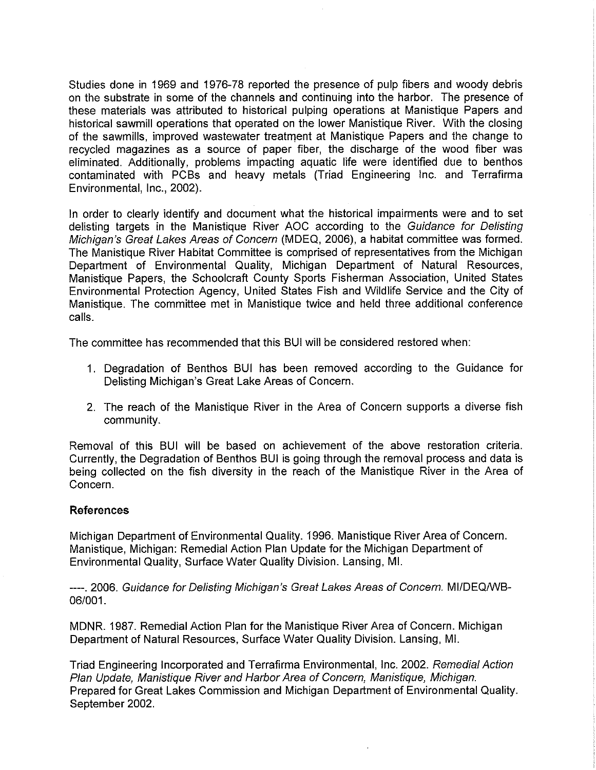Studies done in 1969 and 1976-78 reported the presence of pulp fibers and woody debris on the substrate in some of the channels and continuing into the harbor. The presence of these materials was attributed to historical pulping operations at Manistique Papers and historical sawmill operations that operated on the lower Manistique River. With the closing of the sawmills, improved wastewater treatment at Manistique Papers and the change to recycled magazines as a source of paper fiber, the discharge of the wood fiber was eliminated. Additionally, problems impacting aquatic life were identified due to benthos contaminated with PCBs and heavy metals (Triad Engineering Inc. and Terrafirma Environmental, Inc., 2002).

In order to clearly identify and document what the historical impairments were and to set delisting targets in the Manistique River AOC according to the *Guidance for Delisting Michigan's Great Lakes Areas of Concern* (MDEQ, 2006), a habitat committee was formed. The Manistique River Habitat Committee is comprised of representatives from the Michigan Department of Environmental Quality, Michigan Department of Natural Resources, Manistique Papers, the Schoolcraft County Sports Fisherman Association, United States Environmental Protection Agency, United States Fish and Wildlife Service and the City of Manistique. The committee met in Manistique twice and held three additional conference calls.

The committee has recommended that this BUI will be considered restored when:

1. Degradation of Benthos BUI has been removed according to the Guidance for Delisting Michigan's Great Lake Areas of Concern.

2. The reach of the Manistique River in the Area of Concern supports a diverse fish community.

Removal of this BUI will be based on achievement of the above restoration criteria. Currently, the Degradation of Benthos BUI is going through the removal process and data is being collected on the fish diversity in the reach of the Manistique River in the Area of Concern.

### References

Michigan Department of Environmental Quality. 1996. Manistique River Area of Concern. Manistique, Michigan: Remedial Action Plan Update for the Michigan Department of Environmental Quality, Surface Water Quality Division. Lansing, MI.

----. 2006. *Guidance for Delisting Michigan's Great Lakes Areas of Concern.* MI/DEQ/WB-06/001.

MDNR. 1987. Remedial Action Plan for the Manistique River Area of Concern. Michigan Department of Natural Resources, Surface Water Quality Division. Lansing, MI.

Triad Engineering Incorporated and Terrafirma Environmental, Inc. 2002. *Remedial Action Plan Update, Manistique River and Harbor Area of Concern, Manistique, Michigan.* Prepared for Great Lakes Commission and Michigan Department of Environmental Quality. September 2002.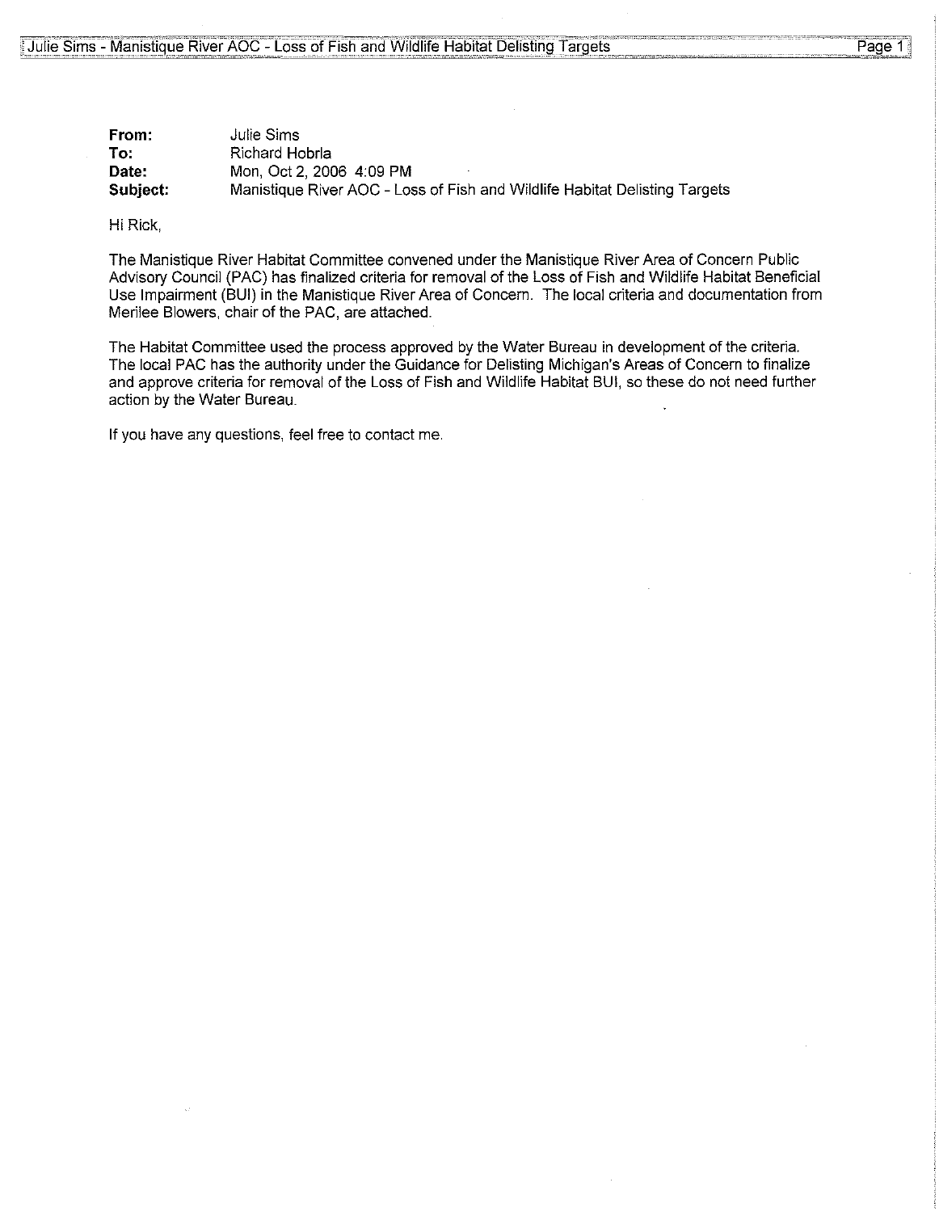**From:** Julie Sims
**To:** Richard Hobrla
**Date:** Mon, Oct 2, 2006 4:09 PM
**Subject:** Manistique River AOC - Loss of Fish and Wildlife Habitat Delisting Targets

Hi Rick,

The Manistique River Habitat Committee convened under the Manistique River Area of Concern Public Advisory Council (PAC) has finalized criteria for removal of the Loss of Fish and Wildlife Habitat Beneficial Use Impairment (BUI) in the Manistique River Area of Concern. The local criteria and documentation from Merilee Blowers, chair of the PAC, are attached.

The Habitat Committee used the process approved by the Water Bureau in development of the criteria. The local PAC has the authority under the Guidance for Delisting Michigan's Areas of Concern to finalize and approve criteria for removal of the Loss of Fish and Wildlife Habitat BUI, so these do not need further action by the Water Bureau.

If you have any questions, feel free to contact me.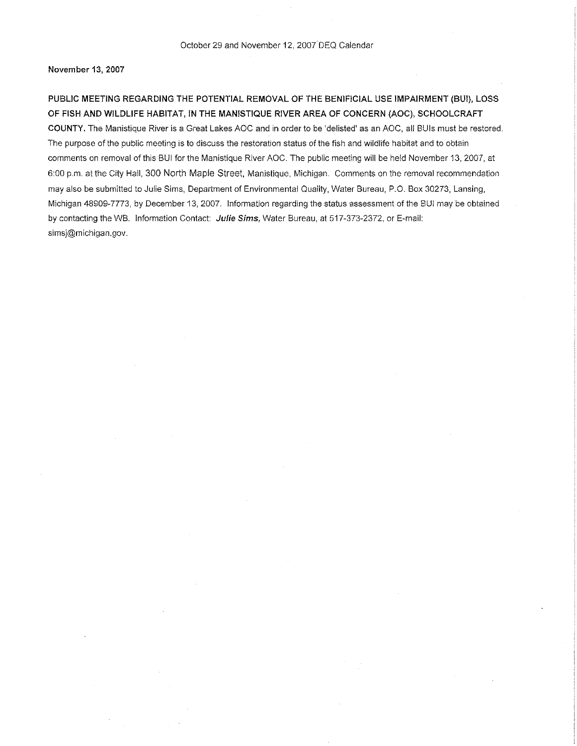October 29 and November 12, 2007 DEQ Calendar

**November 13, 2007**

**PUBLIC MEETING REGARDING THE POTENTIAL REMOVAL OF THE BENIFICIAL USE IMPAIRMENT (BUI), LOSS OF FISH AND WILDLIFE HABITAT, IN THE MANISTIQUE RIVER AREA OF CONCERN (AOC), SCHOOLCRAFT COUNTY.** The Manistique River is a Great Lakes AOC and in order to be 'delisted' as an AOC, all BUIs must be restored. The purpose of the public meeting is to discuss the restoration status of the fish and wildlife habitat and to obtain comments on removal of this BUI for the Manistique River AOC. The public meeting will be held November 13, 2007, at 6:00 p.m. at the City Hall, 300 North Maple Street, Manistique, Michigan. Comments on the removal recommendation may also be submitted to Julie Sims, Department of Environmental Quality, Water Bureau, P.O. Box 30273, Lansing, Michigan 48909-7773, by December 13, 2007. Information regarding the status assessment of the BUI may be obtained by contacting the WB. Information Contact: ***Julie Sims,*** Water Bureau, at 517-373-2372, or E-mail: simsj@michigan.gov.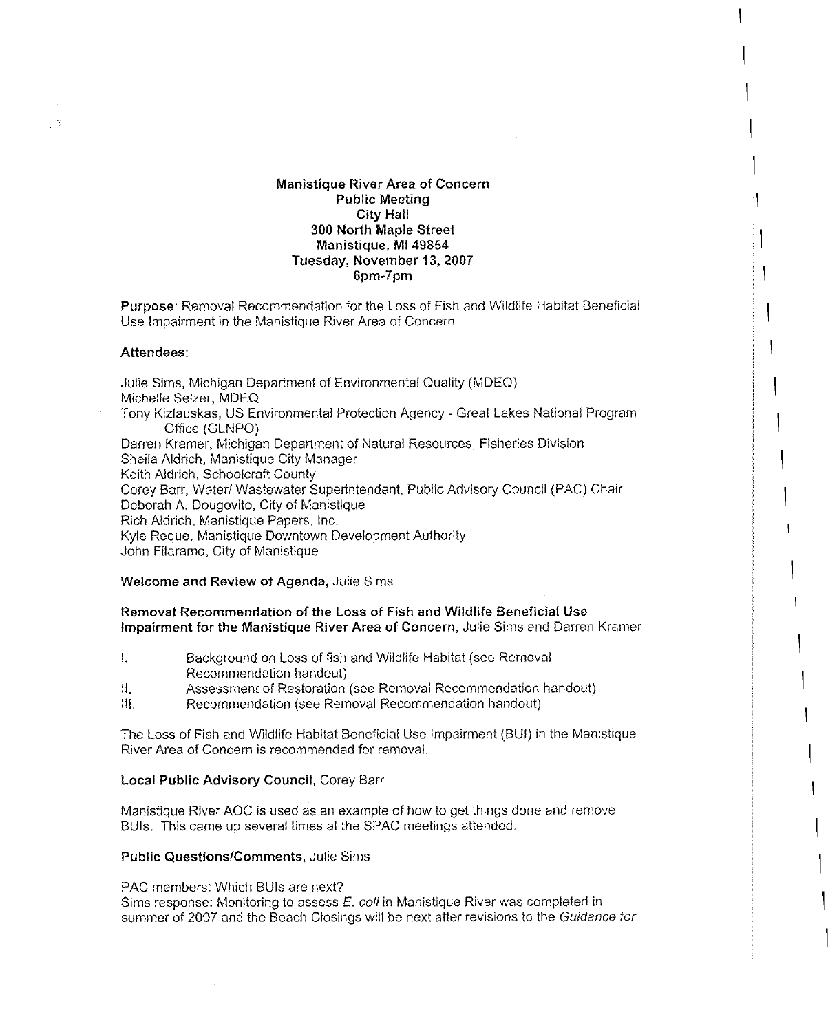**Manistique River Area of Concern**
**Public Meeting**
**City Hall**
**300 North Maple Street**
**Manistique, MI 49854**
**Tuesday, November 13, 2007**
**6pm-7pm**

**Purpose**: Removal Recommendation for the Loss of Fish and Wildlife Habitat Beneficial Use Impairment in the Manistique River Area of Concern

**Attendees**:

Julie Sims, Michigan Department of Environmental Quality (MDEQ)
Michelle Selzer, MDEQ
Tony Kizlauskas, US Environmental Protection Agency - Great Lakes National Program Office (GLNPO)
Darren Kramer, Michigan Department of Natural Resources, Fisheries Division
Sheila Aldrich, Manistique City Manager
Keith Aldrich, Schoolcraft County
Corey Barr, Water/ Wastewater Superintendent, Public Advisory Council (PAC) Chair
Deborah A. Dougovito, City of Manistique
Rich Aldrich, Manistique Papers, Inc.
Kyle Reque, Manistique Downtown Development Authority
John Filaramo, City of Manistique

**Welcome and Review of Agenda,** Julie Sims

**Removal Recommendation of the Loss of Fish and Wildlife Beneficial Use Impairment for the Manistique River Area of Concern,** Julie Sims and Darren Kramer

I. Background on Loss of fish and Wildlife Habitat (see Removal Recommendation handout)
II. Assessment of Restoration (see Removal Recommendation handout)
III. Recommendation (see Removal Recommendation handout)

The Loss of Fish and Wildlife Habitat Beneficial Use Impairment (BUI) in the Manistique River Area of Concern is recommended for removal.

**Local Public Advisory Council**, Corey Barr

Manistique River AOC is used as an example of how to get things done and remove BUIs. This came up several times at the SPAC meetings attended.

**Public Questions/Comments**, Julie Sims

PAC members: Which BUIs are next?
Sims response: Monitoring to assess *E. coli* in Manistique River was completed in summer of 2007 and the Beach Closings will be next after revisions to the *Guidance for*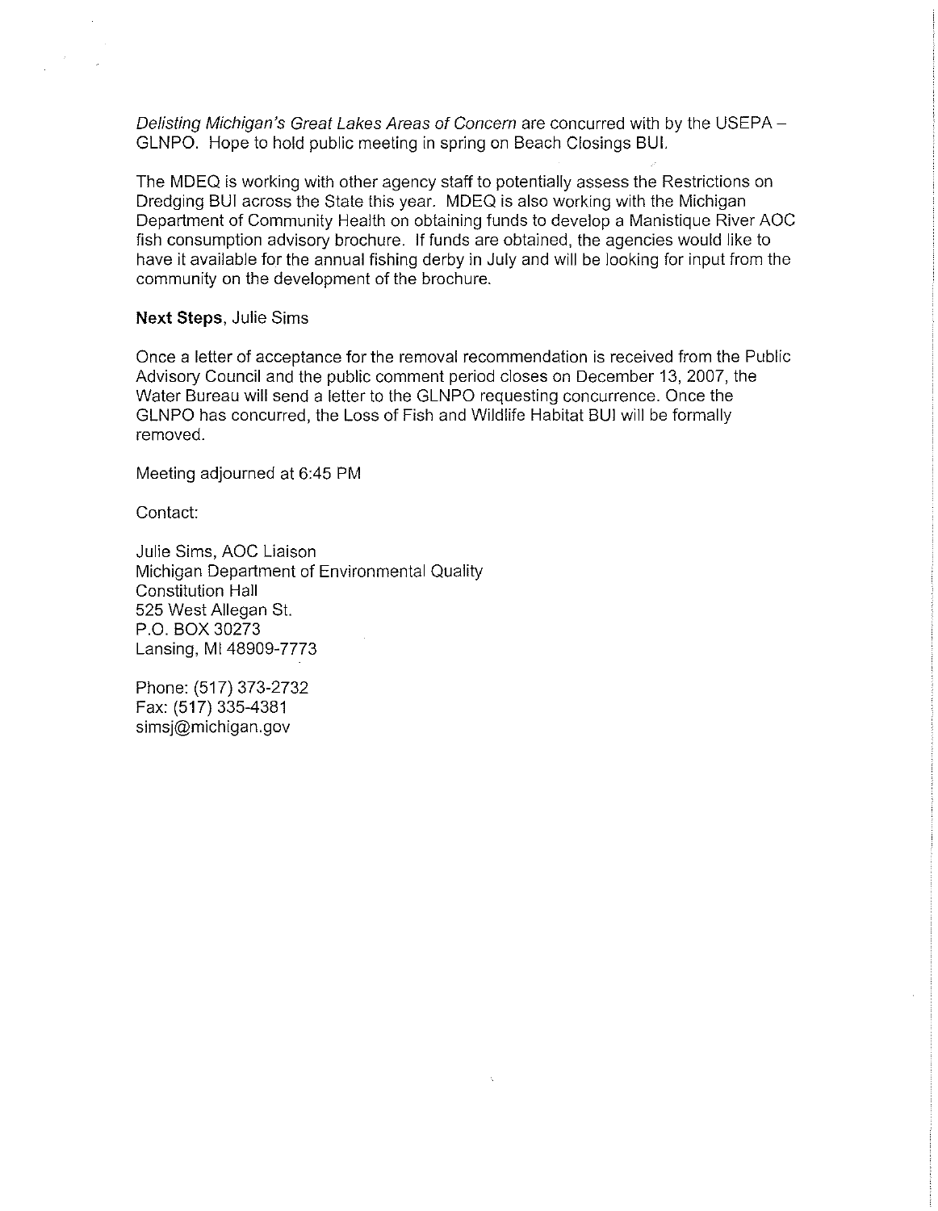*Delisting Michigan's Great Lakes Areas of Concern* are concurred with by the USEPA – GLNPO. Hope to hold public meeting in spring on Beach Closings BUI.

The MDEQ is working with other agency staff to potentially assess the Restrictions on Dredging BUI across the State this year. MDEQ is also working with the Michigan Department of Community Health on obtaining funds to develop a Manistique River AOC fish consumption advisory brochure. If funds are obtained, the agencies would like to have it available for the annual fishing derby in July and will be looking for input from the community on the development of the brochure.

**Next Steps**, Julie Sims

Once a letter of acceptance for the removal recommendation is received from the Public Advisory Council and the public comment period closes on December 13, 2007, the Water Bureau will send a letter to the GLNPO requesting concurrence. Once the GLNPO has concurred, the Loss of Fish and Wildlife Habitat BUI will be formally removed.

Meeting adjourned at 6:45 PM

Contact:

Julie Sims, AOC Liaison
Michigan Department of Environmental Quality
Constitution Hall
525 West Allegan St.
P.O. BOX 30273
Lansing, MI 48909-7773

Phone: (517) 373-2732
Fax: (517) 335-4381
simsj@michigan.gov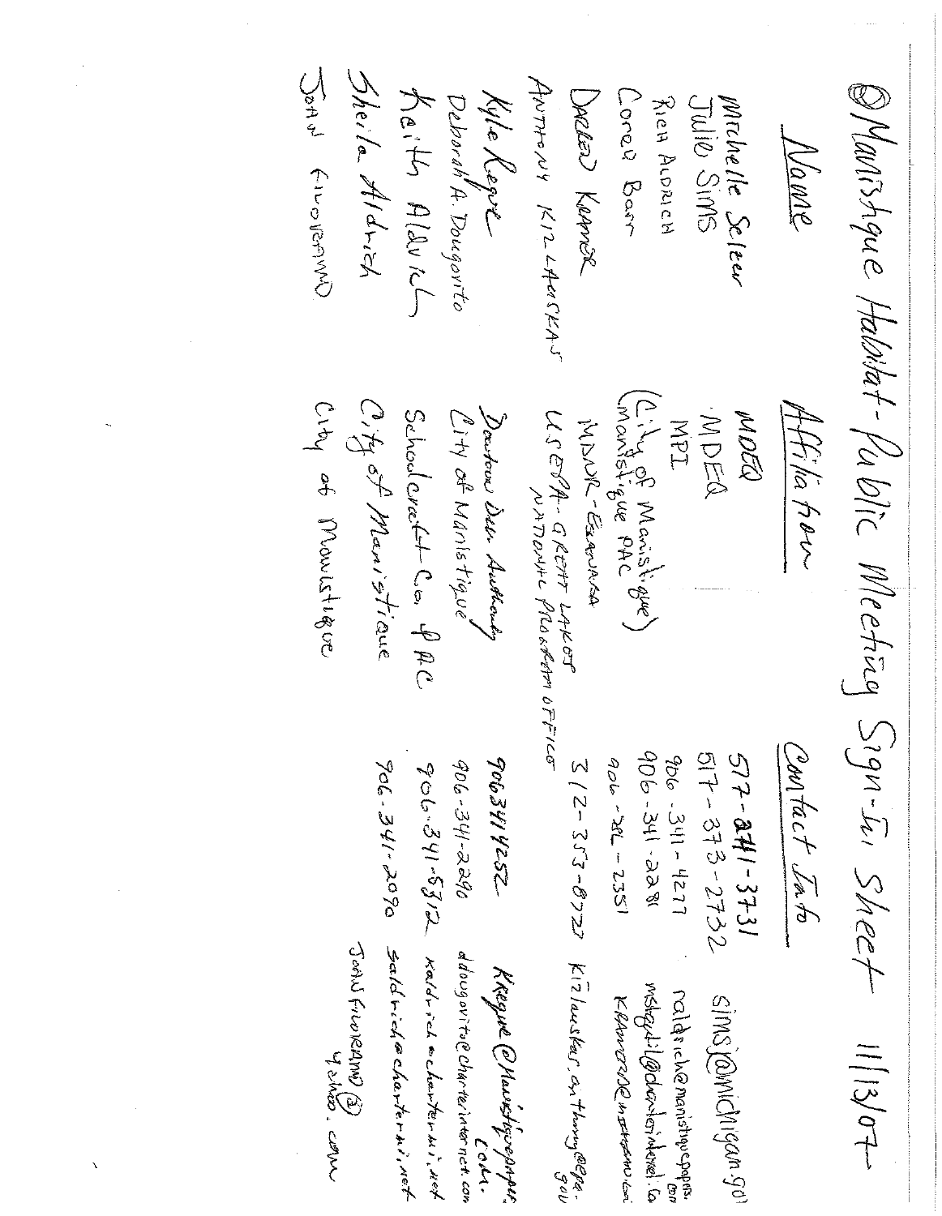# Manistique Habitat-Public Meeting Sign-In Sheet 11/13/07

| Name | Affiliation | Contact Info | |
|---|---|---|---|
| Michelle Selzer | MDEQ | 517-241-3731 | |
| Julie Sims | MDEQ | 517-373-2732 | simsj@michigan.gov |
| Rich Aldrich | MPI | 906-341-4277 | raldrich@manistiquepapers.com |
| Coreo Barr | (City of Manistique) Manistique PAC | 906-341-2281 | mstqutil@chartermi.net |
| Darren Kramer | MDNR-Escanaba | 906-786-2351 | kramerd@michigan.gov |
| Anthony Kizlauskas | USEPA-Great Lakes National Program Office | 312-353-8722 | kizlauskas.anthony@epa.gov |
| Kyle Regue | Downtown Dev Authority | 9063414252 | Kregue@Manistiquepapers.com |
| Deborah A. Dougovito | City of Manistique | 906-341-2290 | ddougovito@charterinternet.com |
| Keith Aldrich | Schoolcraft Co. PAC | 906-341-5312 | kaldrich@chartermi.net |
| Sheila Aldrich | City of Manistique | 906-341-2090 | saldrich@chartermi.net |
| John Filoreamo | City of Manistique | | JohnFiloreamo@yahoo.com |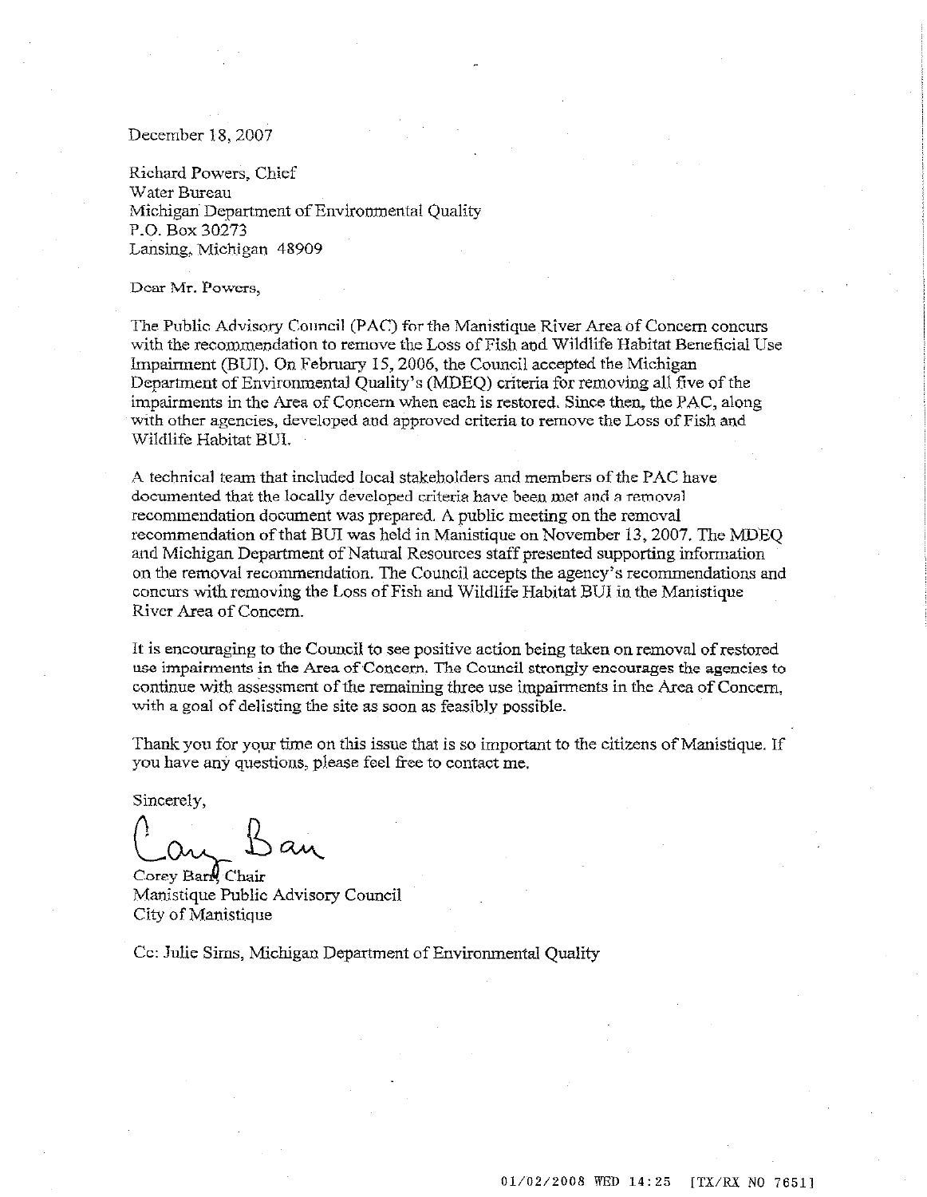December 18, 2007

Richard Powers, Chief
Water Bureau
Michigan Department of Environmental Quality
P.O. Box 30273
Lansing, Michigan 48909

Dear Mr. Powers,

The Public Advisory Council (PAC) for the Manistique River Area of Concern concurs with the recommendation to remove the Loss of Fish and Wildlife Habitat Beneficial Use Impairment (BUI). On February 15, 2006, the Council accepted the Michigan Department of Environmental Quality's (MDEQ) criteria for removing all five of the impairments in the Area of Concern when each is restored. Since then, the PAC, along with other agencies, developed and approved criteria to remove the Loss of Fish and Wildlife Habitat BUI.

A technical team that included local stakeholders and members of the PAC have documented that the locally developed criteria have been met and a removal recommendation document was prepared. A public meeting on the removal recommendation of that BUI was held in Manistique on November 13, 2007. The MDEQ and Michigan Department of Natural Resources staff presented supporting information on the removal recommendation. The Council accepts the agency's recommendations and concurs with removing the Loss of Fish and Wildlife Habitat BUI in the Manistique River Area of Concern.

It is encouraging to the Council to see positive action being taken on removal of restored use impairments in the Area of Concern. The Council strongly encourages the agencies to continue with assessment of the remaining three use impairments in the Area of Concern, with a goal of delisting the site as soon as feasibly possible.

Thank you for your time on this issue that is so important to the citizens of Manistique. If you have any questions, please feel free to contact me.

Sincerely,

Corey Barr, Chair
Manistique Public Advisory Council
City of Manistique

Cc: Julie Sims, Michigan Department of Environmental Quality

01/02/2008 WED 14:25 [TX/RX NO 7651]